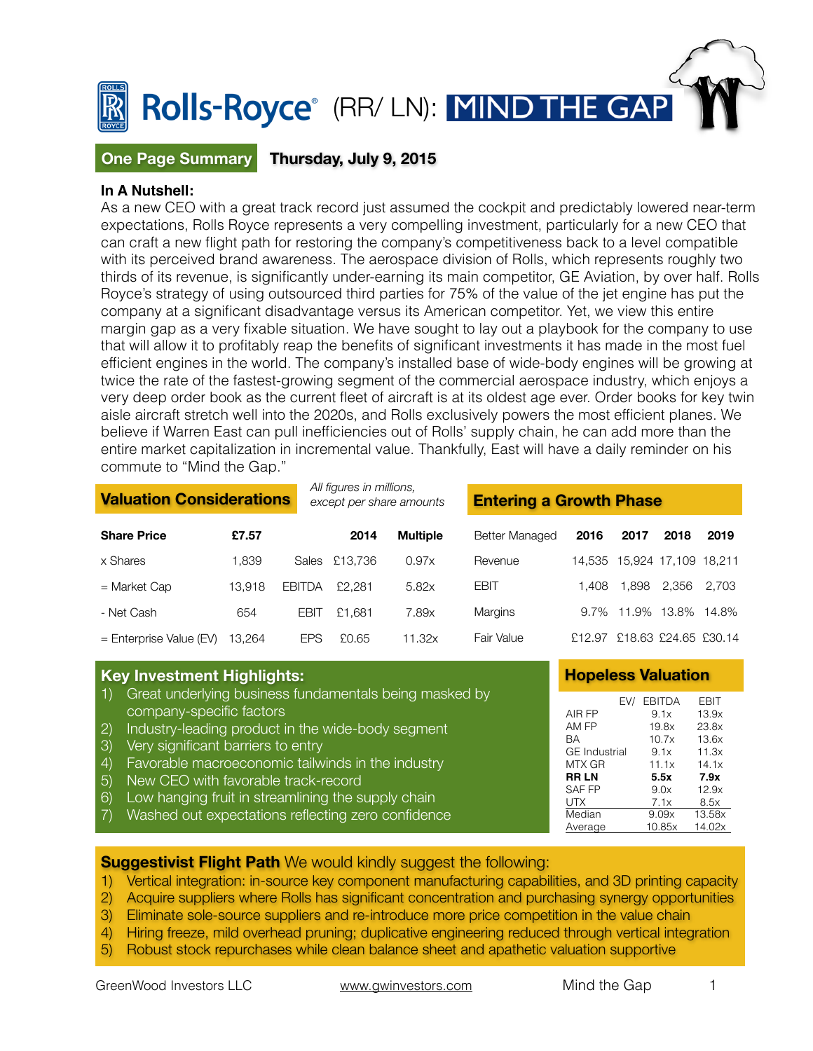# Rolls-Royce® (RR/ LN): MIND THE GAP

**One Page Summary** **Thursday, July 9, 2015**

**In A Nutshell:**
As a new CEO with a great track record just assumed the cockpit and predictably lowered near-term expectations, Rolls Royce represents a very compelling investment, particularly for a new CEO that can craft a new flight path for restoring the company's competitiveness back to a level compatible with its perceived brand awareness. The aerospace division of Rolls, which represents roughly two thirds of its revenue, is significantly under-earning its main competitor, GE Aviation, by over half. Rolls Royce's strategy of using outsourced third parties for 75% of the value of the jet engine has put the company at a significant disadvantage versus its American competitor. Yet, we view this entire margin gap as a very fixable situation. We have sought to lay out a playbook for the company to use that will allow it to profitably reap the benefits of significant investments it has made in the most fuel efficient engines in the world. The company's installed base of wide-body engines will be growing at twice the rate of the fastest-growing segment of the commercial aerospace industry, which enjoys a very deep order book as the current fleet of aircraft is at its oldest age ever. Order books for key twin aisle aircraft stretch well into the 2020s, and Rolls exclusively powers the most efficient planes. We believe if Warren East can pull inefficiencies out of Rolls' supply chain, he can add more than the entire market capitalization in incremental value. Thankfully, East will have a daily reminder on his commute to "Mind the Gap."

## Valuation Considerations

*All figures in millions, except per share amounts*

| **Share Price** | **£7.57** | | **2014** | **Multiple** |
|---|---|---|---|---|
| x Shares | 1,839 | Sales | £13,736 | 0.97x |
| = Market Cap | 13,918 | EBITDA | £2,281 | 5.82x |
| - Net Cash | 654 | EBIT | £1,681 | 7.89x |
| = Enterprise Value (EV) | 13,264 | EPS | £0.65 | 11.32x |

## Entering a Growth Phase

| Better Managed | **2016** | **2017** | **2018** | **2019** |
|---|---|---|---|---|
| Revenue | 14,535 | 15,924 | 17,109 | 18,211 |
| EBIT | 1,408 | 1,898 | 2,356 | 2,703 |
| Margins | 9.7% | 11.9% | 13.8% | 14.8% |
| Fair Value | £12.97 | £18.63 | £24.65 | £30.14 |

## Key Investment Highlights:

1) Great underlying business fundamentals being masked by company-specific factors
2) Industry-leading product in the wide-body segment
3) Very significant barriers to entry
4) Favorable macroeconomic tailwinds in the industry
5) New CEO with favorable track-record
6) Low hanging fruit in streamlining the supply chain
7) Washed out expectations reflecting zero confidence

## Hopeless Valuation

| EV/ | EBITDA | EBIT |
|---|---|---|
| AIR FP | 9.1x | 13.9x |
| AM FP | 19.8x | 23.8x |
| BA | 10.7x | 13.6x |
| GE Industrial | 9.1x | 11.3x |
| MTX GR | 11.1x | 14.1x |
| **RR LN** | **5.5x** | **7.9x** |
| SAF FP | 9.0x | 12.9x |
| UTX | 7.1x | 8.5x |
| Median | 9.09x | 13.58x |
| Average | 10.85x | 14.02x |

## Suggestivist Flight Path

We would kindly suggest the following:

1) Vertical integration: in-source key component manufacturing capabilities, and 3D printing capacity
2) Acquire suppliers where Rolls has significant concentration and purchasing synergy opportunities
3) Eliminate sole-source suppliers and re-introduce more price competition in the value chain
4) Hiring freeze, mild overhead pruning; duplicative engineering reduced through vertical integration
5) Robust stock repurchases while clean balance sheet and apathetic valuation supportive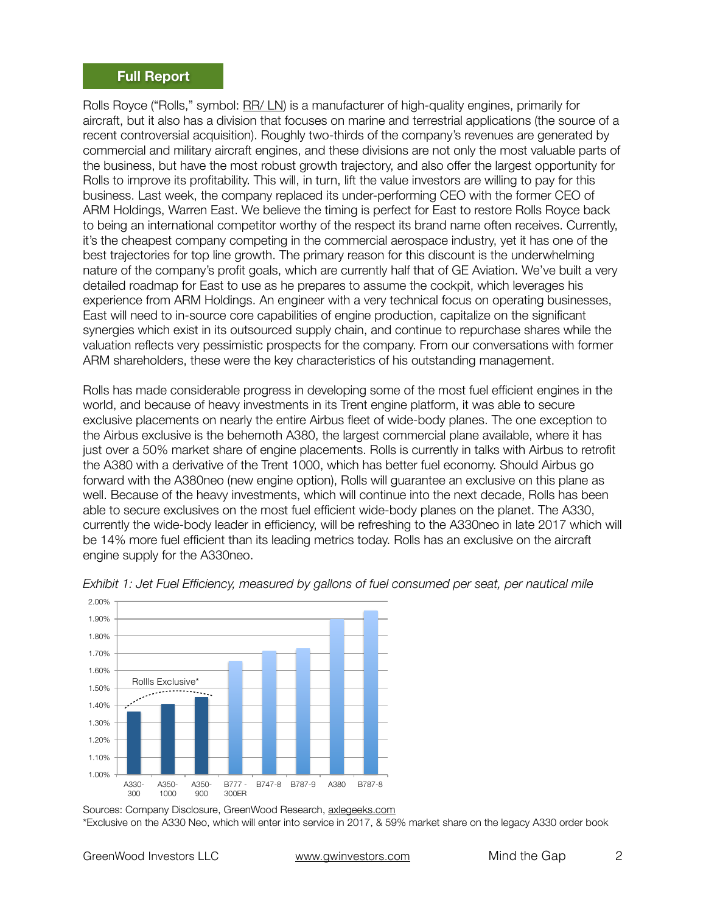## Full Report

Rolls Royce ("Rolls," symbol: RR/ LN) is a manufacturer of high-quality engines, primarily for aircraft, but it also has a division that focuses on marine and terrestrial applications (the source of a recent controversial acquisition). Roughly two-thirds of the company's revenues are generated by commercial and military aircraft engines, and these divisions are not only the most valuable parts of the business, but have the most robust growth trajectory, and also offer the largest opportunity for Rolls to improve its profitability. This will, in turn, lift the value investors are willing to pay for this business. Last week, the company replaced its under-performing CEO with the former CEO of ARM Holdings, Warren East. We believe the timing is perfect for East to restore Rolls Royce back to being an international competitor worthy of the respect its brand name often receives. Currently, it's the cheapest company competing in the commercial aerospace industry, yet it has one of the best trajectories for top line growth. The primary reason for this discount is the underwhelming nature of the company's profit goals, which are currently half that of GE Aviation. We've built a very detailed roadmap for East to use as he prepares to assume the cockpit, which leverages his experience from ARM Holdings. An engineer with a very technical focus on operating businesses, East will need to in-source core capabilities of engine production, capitalize on the significant synergies which exist in its outsourced supply chain, and continue to repurchase shares while the valuation reflects very pessimistic prospects for the company. From our conversations with former ARM shareholders, these were the key characteristics of his outstanding management.

Rolls has made considerable progress in developing some of the most fuel efficient engines in the world, and because of heavy investments in its Trent engine platform, it was able to secure exclusive placements on nearly the entire Airbus fleet of wide-body planes. The one exception to the Airbus exclusive is the behemoth A380, the largest commercial plane available, where it has just over a 50% market share of engine placements. Rolls is currently in talks with Airbus to retrofit the A380 with a derivative of the Trent 1000, which has better fuel economy. Should Airbus go forward with the A380neo (new engine option), Rolls will guarantee an exclusive on this plane as well. Because of the heavy investments, which will continue into the next decade, Rolls has been able to secure exclusives on the most fuel efficient wide-body planes on the planet. The A330, currently the wide-body leader in efficiency, will be refreshing to the A330neo in late 2017 which will be 14% more fuel efficient than its leading metrics today. Rolls has an exclusive on the aircraft engine supply for the A330neo.

*Exhibit 1: Jet Fuel Efficiency, measured by gallons of fuel consumed per seat, per nautical mile*

| Aircraft | Fuel per seat, per nautical mile (approx.) |
|---|---|
| A330-300 | 1.36% |
| A350-1000 | 1.40% |
| A350-900 | 1.44% |
| B777-300ER | 1.65% |
| B747-8 | 1.71% |
| B787-9 | 1.72% |
| A380 | 1.89% |
| B787-8 | 1.94% |

Rollls Exclusive* (A330-300, A350-1000, A350-900)

Sources: Company Disclosure, GreenWood Research, axlegeeks.com

*Exclusive on the A330 Neo, which will enter into service in 2017, & 59% market share on the legacy A330 order book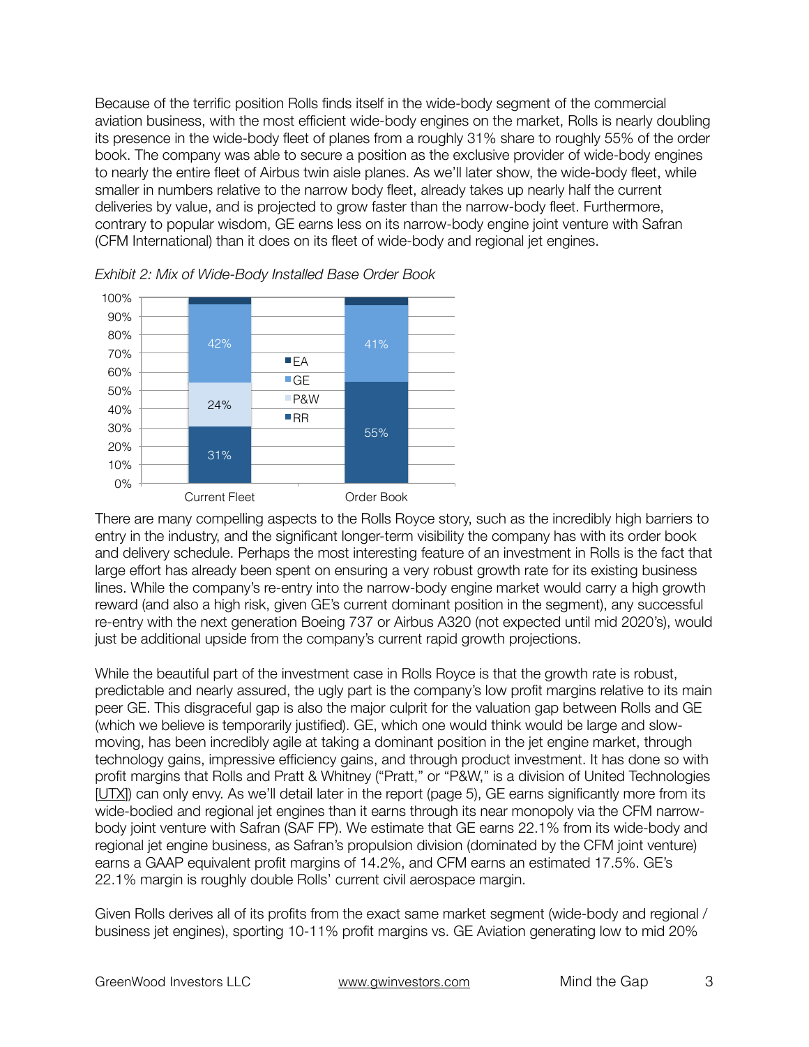Because of the terrific position Rolls finds itself in the wide-body segment of the commercial aviation business, with the most efficient wide-body engines on the market, Rolls is nearly doubling its presence in the wide-body fleet of planes from a roughly 31% share to roughly 55% of the order book. The company was able to secure a position as the exclusive provider of wide-body engines to nearly the entire fleet of Airbus twin aisle planes. As we'll later show, the wide-body fleet, while smaller in numbers relative to the narrow body fleet, already takes up nearly half the current deliveries by value, and is projected to grow faster than the narrow-body fleet. Furthermore, contrary to popular wisdom, GE earns less on its narrow-body engine joint venture with Safran (CFM International) than it does on its fleet of wide-body and regional jet engines.

*Exhibit 2: Mix of Wide-Body Installed Base Order Book*

100%
90%
80%
70%
60%
50%
40%
30%
20%
10%
0%

Current Fleet
42%
24%
31%

Order Book
41%
55%

EA
GE
P&W
RR

There are many compelling aspects to the Rolls Royce story, such as the incredibly high barriers to entry in the industry, and the significant longer-term visibility the company has with its order book and delivery schedule. Perhaps the most interesting feature of an investment in Rolls is the fact that large effort has already been spent on ensuring a very robust growth rate for its existing business lines. While the company's re-entry into the narrow-body engine market would carry a high growth reward (and also a high risk, given GE's current dominant position in the segment), any successful re-entry with the next generation Boeing 737 or Airbus A320 (not expected until mid 2020's), would just be additional upside from the company's current rapid growth projections.

While the beautiful part of the investment case in Rolls Royce is that the growth rate is robust, predictable and nearly assured, the ugly part is the company's low profit margins relative to its main peer GE. This disgraceful gap is also the major culprit for the valuation gap between Rolls and GE (which we believe is temporarily justified). GE, which one would think would be large and slow-moving, has been incredibly agile at taking a dominant position in the jet engine market, through technology gains, impressive efficiency gains, and through product investment. It has done so with profit margins that Rolls and Pratt & Whitney ("Pratt," or "P&W," is a division of United Technologies [UTX]) can only envy. As we'll detail later in the report (page 5), GE earns significantly more from its wide-bodied and regional jet engines than it earns through its near monopoly via the CFM narrow-body joint venture with Safran (SAF FP). We estimate that GE earns 22.1% from its wide-body and regional jet engine business, as Safran's propulsion division (dominated by the CFM joint venture) earns a GAAP equivalent profit margins of 14.2%, and CFM earns an estimated 17.5%. GE's 22.1% margin is roughly double Rolls' current civil aerospace margin.

Given Rolls derives all of its profits from the exact same market segment (wide-body and regional / business jet engines), sporting 10-11% profit margins vs. GE Aviation generating low to mid 20%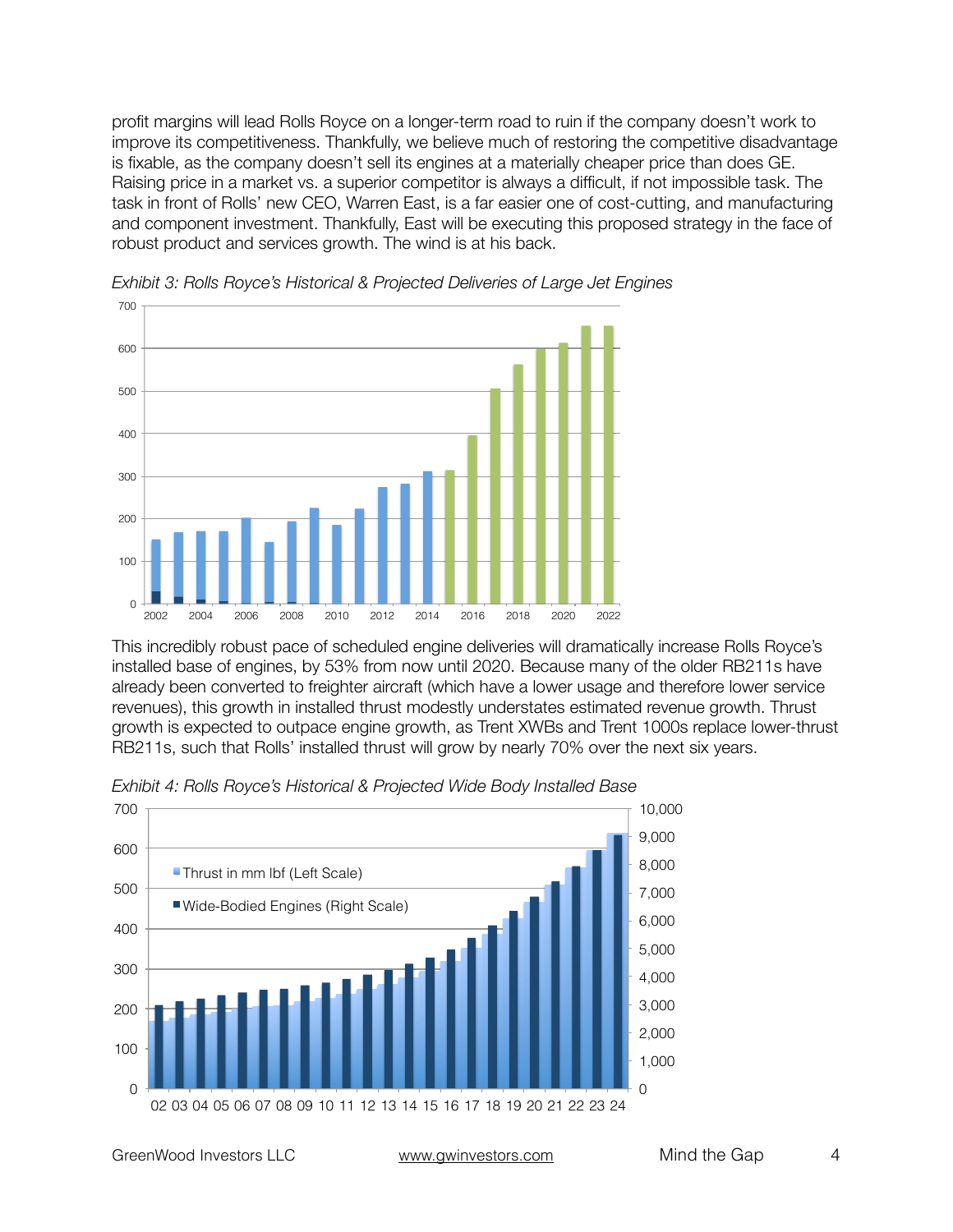profit margins will lead Rolls Royce on a longer-term road to ruin if the company doesn't work to improve its competitiveness. Thankfully, we believe much of restoring the competitive disadvantage is fixable, as the company doesn't sell its engines at a materially cheaper price than does GE. Raising price in a market vs. a superior competitor is always a difficult, if not impossible task. The task in front of Rolls' new CEO, Warren East, is a far easier one of cost-cutting, and manufacturing and component investment. Thankfully, East will be executing this proposed strategy in the face of robust product and services growth. The wind is at his back.

*Exhibit 3: Rolls Royce's Historical & Projected Deliveries of Large Jet Engines*

700
600
500
400
300
200
100
0
2002 2004 2006 2008 2010 2012 2014 2016 2018 2020 2022

This incredibly robust pace of scheduled engine deliveries will dramatically increase Rolls Royce's installed base of engines, by 53% from now until 2020. Because many of the older RB211s have already been converted to freighter aircraft (which have a lower usage and therefore lower service revenues), this growth in installed thrust modestly understates estimated revenue growth. Thrust growth is expected to outpace engine growth, as Trent XWBs and Trent 1000s replace lower-thrust RB211s, such that Rolls' installed thrust will grow by nearly 70% over the next six years.

*Exhibit 4: Rolls Royce's Historical & Projected Wide Body Installed Base*

Thrust in mm lbf (Left Scale)
Wide-Bodied Engines (Right Scale)

700 600 500 400 300 200 100 0
10,000 9,000 8,000 7,000 6,000 5,000 4,000 3,000 2,000 1,000 0
02 03 04 05 06 07 08 09 10 11 12 13 14 15 16 17 18 19 20 21 22 23 24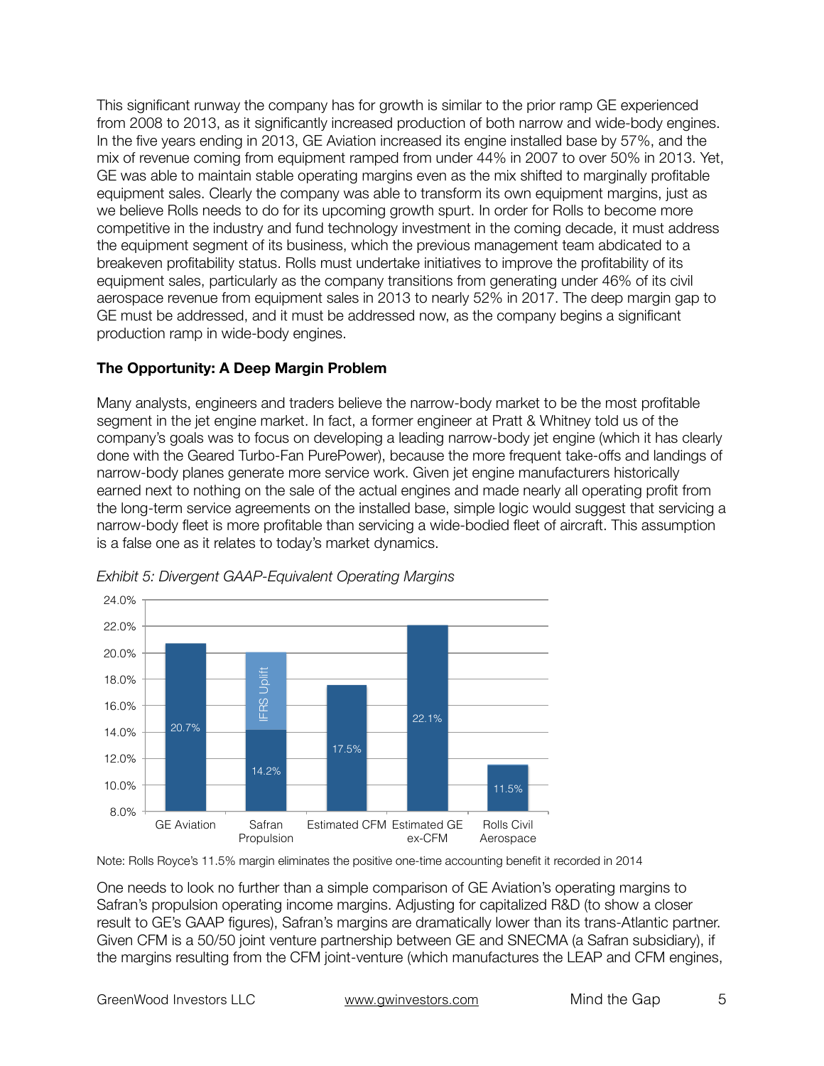This significant runway the company has for growth is similar to the prior ramp GE experienced from 2008 to 2013, as it significantly increased production of both narrow and wide-body engines. In the five years ending in 2013, GE Aviation increased its engine installed base by 57%, and the mix of revenue coming from equipment ramped from under 44% in 2007 to over 50% in 2013. Yet, GE was able to maintain stable operating margins even as the mix shifted to marginally profitable equipment sales. Clearly the company was able to transform its own equipment margins, just as we believe Rolls needs to do for its upcoming growth spurt. In order for Rolls to become more competitive in the industry and fund technology investment in the coming decade, it must address the equipment segment of its business, which the previous management team abdicated to a breakeven profitability status. Rolls must undertake initiatives to improve the profitability of its equipment sales, particularly as the company transitions from generating under 46% of its civil aerospace revenue from equipment sales in 2013 to nearly 52% in 2017. The deep margin gap to GE must be addressed, and it must be addressed now, as the company begins a significant production ramp in wide-body engines.

**The Opportunity: A Deep Margin Problem**

Many analysts, engineers and traders believe the narrow-body market to be the most profitable segment in the jet engine market. In fact, a former engineer at Pratt & Whitney told us of the company's goals was to focus on developing a leading narrow-body jet engine (which it has clearly done with the Geared Turbo-Fan PurePower), because the more frequent take-offs and landings of narrow-body planes generate more service work. Given jet engine manufacturers historically earned next to nothing on the sale of the actual engines and made nearly all operating profit from the long-term service agreements on the installed base, simple logic would suggest that servicing a narrow-body fleet is more profitable than servicing a wide-bodied fleet of aircraft. This assumption is a false one as it relates to today's market dynamics.

*Exhibit 5: Divergent GAAP-Equivalent Operating Margins*

24.0%
22.0%
20.0%
18.0%
16.0%
14.0%
12.0%
10.0%
8.0%

GE Aviation: 20.7%
Safran Propulsion: 14.2%, IFRS Uplift
Estimated CFM: 17.5%
Estimated GE ex-CFM: 22.1%
Rolls Civil Aerospace: 11.5%

Note: Rolls Royce's 11.5% margin eliminates the positive one-time accounting benefit it recorded in 2014

One needs to look no further than a simple comparison of GE Aviation's operating margins to Safran's propulsion operating income margins. Adjusting for capitalized R&D (to show a closer result to GE's GAAP figures), Safran's margins are dramatically lower than its trans-Atlantic partner. Given CFM is a 50/50 joint venture partnership between GE and SNECMA (a Safran subsidiary), if the margins resulting from the CFM joint-venture (which manufactures the LEAP and CFM engines,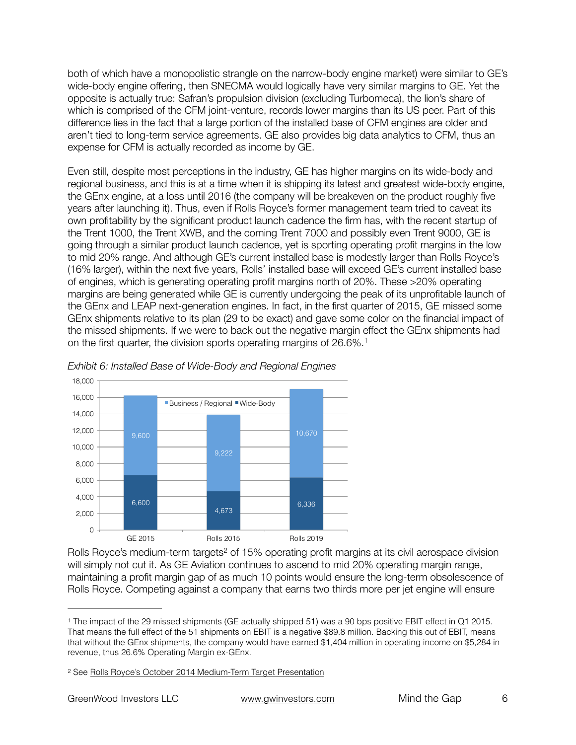both of which have a monopolistic strangle on the narrow-body engine market) were similar to GE's wide-body engine offering, then SNECMA would logically have very similar margins to GE. Yet the opposite is actually true: Safran's propulsion division (excluding Turbomeca), the lion's share of which is comprised of the CFM joint-venture, records lower margins than its US peer. Part of this difference lies in the fact that a large portion of the installed base of CFM engines are older and aren't tied to long-term service agreements. GE also provides big data analytics to CFM, thus an expense for CFM is actually recorded as income by GE.

Even still, despite most perceptions in the industry, GE has higher margins on its wide-body and regional business, and this is at a time when it is shipping its latest and greatest wide-body engine, the GEnx engine, at a loss until 2016 (the company will be breakeven on the product roughly five years after launching it). Thus, even if Rolls Royce's former management team tried to caveat its own profitability by the significant product launch cadence the firm has, with the recent startup of the Trent 1000, the Trent XWB, and the coming Trent 7000 and possibly even Trent 9000, GE is going through a similar product launch cadence, yet is sporting operating profit margins in the low to mid 20% range. And although GE's current installed base is modestly larger than Rolls Royce's (16% larger), within the next five years, Rolls' installed base will exceed GE's current installed base of engines, which is generating operating profit margins north of 20%. These >20% operating margins are being generated while GE is currently undergoing the peak of its unprofitable launch of the GEnx and LEAP next-generation engines. In fact, in the first quarter of 2015, GE missed some GEnx shipments relative to its plan (29 to be exact) and gave some color on the financial impact of the missed shipments. If we were to back out the negative margin effect the GEnx shipments had on the first quarter, the division sports operating margins of 26.6%.[1]

*Exhibit 6: Installed Base of Wide-Body and Regional Engines*

Business / Regional
Wide-Body

GE 2015: 9,600 / 6,600
Rolls 2015: 9,222 / 4,673
Rolls 2019: 10,670 / 6,336

0
2,000
4,000
6,000
8,000
10,000
12,000
14,000
16,000
18,000

Rolls Royce's medium-term targets[2] of 15% operating profit margins at its civil aerospace division will simply not cut it. As GE Aviation continues to ascend to mid 20% operating margin range, maintaining a profit margin gap of as much 10 points would ensure the long-term obsolescence of Rolls Royce. Competing against a company that earns two thirds more per jet engine will ensure

---

[1] The impact of the 29 missed shipments (GE actually shipped 51) was a 90 bps positive EBIT effect in Q1 2015. That means the full effect of the 51 shipments on EBIT is a negative $89.8 million. Backing this out of EBIT, means that without the GEnx shipments, the company would have earned $1,404 million in operating income on $5,284 in revenue, thus 26.6% Operating Margin ex-GEnx.

[2] See Rolls Royce's October 2014 Medium-Term Target Presentation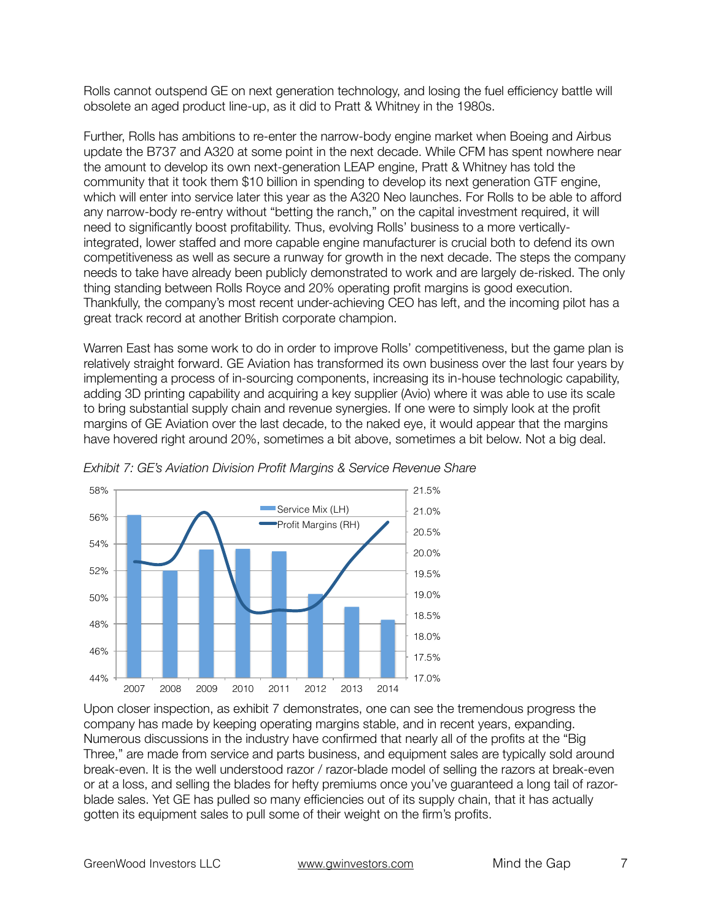Rolls cannot outspend GE on next generation technology, and losing the fuel efficiency battle will obsolete an aged product line-up, as it did to Pratt & Whitney in the 1980s.

Further, Rolls has ambitions to re-enter the narrow-body engine market when Boeing and Airbus update the B737 and A320 at some point in the next decade. While CFM has spent nowhere near the amount to develop its own next-generation LEAP engine, Pratt & Whitney has told the community that it took them $10 billion in spending to develop its next generation GTF engine, which will enter into service later this year as the A320 Neo launches. For Rolls to be able to afford any narrow-body re-entry without "betting the ranch," on the capital investment required, it will need to significantly boost profitability. Thus, evolving Rolls' business to a more vertically-integrated, lower staffed and more capable engine manufacturer is crucial both to defend its own competitiveness as well as secure a runway for growth in the next decade. The steps the company needs to take have already been publicly demonstrated to work and are largely de-risked. The only thing standing between Rolls Royce and 20% operating profit margins is good execution. Thankfully, the company's most recent under-achieving CEO has left, and the incoming pilot has a great track record at another British corporate champion.

Warren East has some work to do in order to improve Rolls' competitiveness, but the game plan is relatively straight forward. GE Aviation has transformed its own business over the last four years by implementing a process of in-sourcing components, increasing its in-house technologic capability, adding 3D printing capability and acquiring a key supplier (Avio) where it was able to use its scale to bring substantial supply chain and revenue synergies. If one were to simply look at the profit margins of GE Aviation over the last decade, to the naked eye, it would appear that the margins have hovered right around 20%, sometimes a bit above, sometimes a bit below. Not a big deal.

*Exhibit 7: GE's Aviation Division Profit Margins & Service Revenue Share*

Service Mix (LH)
Profit Margins (RH)

58%
56%
54%
52%
50%
48%
46%
44%

21.5%
21.0%
20.5%
20.0%
19.5%
19.0%
18.5%
18.0%
17.5%
17.0%

2007 2008 2009 2010 2011 2012 2013 2014

Upon closer inspection, as exhibit 7 demonstrates, one can see the tremendous progress the company has made by keeping operating margins stable, and in recent years, expanding. Numerous discussions in the industry have confirmed that nearly all of the profits at the "Big Three," are made from service and parts business, and equipment sales are typically sold around break-even. It is the well understood razor / razor-blade model of selling the razors at break-even or at a loss, and selling the blades for hefty premiums once you've guaranteed a long tail of razor-blade sales. Yet GE has pulled so many efficiencies out of its supply chain, that it has actually gotten its equipment sales to pull some of their weight on the firm's profits.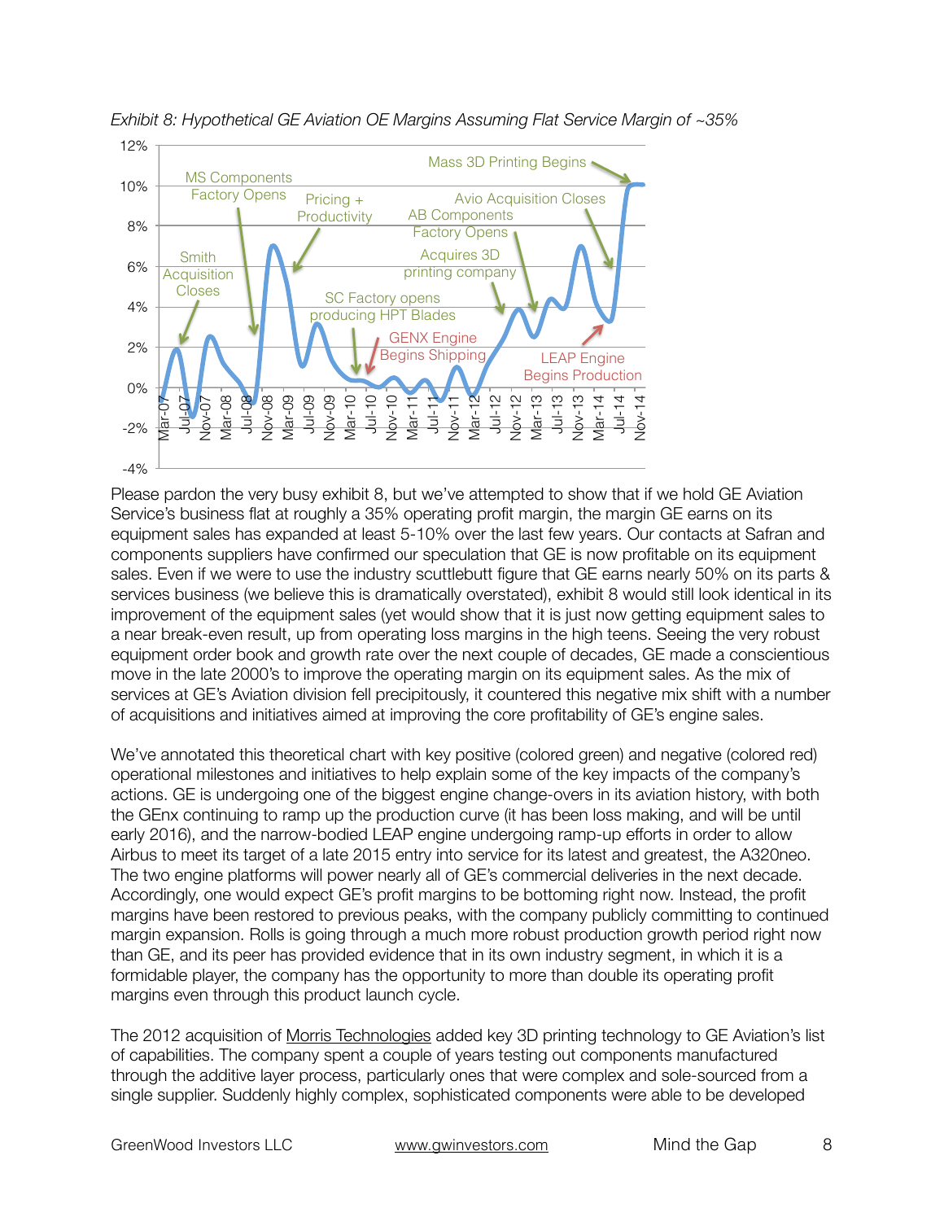*Exhibit 8: Hypothetical GE Aviation OE Margins Assuming Flat Service Margin of ~35%*

12%
10%
8%
6%
4%
2%
0%
-2%
-4%

Mar-07
Jul-07
Nov-07
Mar-08
Jul-08
Nov-08
Mar-09
Jul-09
Nov-09
Mar-10
Jul-10
Nov-10
Mar-11
Jul-11
Nov-11
Mar-12
Jul-12
Nov-12
Mar-13
Jul-13
Nov-13
Mar-14
Jul-14
Nov-14

Smith Acquisition Closes
MS Components Factory Opens
Pricing + Productivity
SC Factory opens producing HPT Blades
GENX Engine Begins Shipping
AB Components Factory Opens
Acquires 3D printing company
Avio Acquisition Closes
LEAP Engine Begins Production
Mass 3D Printing Begins

Please pardon the very busy exhibit 8, but we've attempted to show that if we hold GE Aviation Service's business flat at roughly a 35% operating profit margin, the margin GE earns on its equipment sales has expanded at least 5-10% over the last few years. Our contacts at Safran and components suppliers have confirmed our speculation that GE is now profitable on its equipment sales. Even if we were to use the industry scuttlebutt figure that GE earns nearly 50% on its parts & services business (we believe this is dramatically overstated), exhibit 8 would still look identical in its improvement of the equipment sales (yet would show that it is just now getting equipment sales to a near break-even result, up from operating loss margins in the high teens. Seeing the very robust equipment order book and growth rate over the next couple of decades, GE made a conscientious move in the late 2000's to improve the operating margin on its equipment sales. As the mix of services at GE's Aviation division fell precipitously, it countered this negative mix shift with a number of acquisitions and initiatives aimed at improving the core profitability of GE's engine sales.

We've annotated this theoretical chart with key positive (colored green) and negative (colored red) operational milestones and initiatives to help explain some of the key impacts of the company's actions. GE is undergoing one of the biggest engine change-overs in its aviation history, with both the GEnx continuing to ramp up the production curve (it has been loss making, and will be until early 2016), and the narrow-bodied LEAP engine undergoing ramp-up efforts in order to allow Airbus to meet its target of a late 2015 entry into service for its latest and greatest, the A320neo. The two engine platforms will power nearly all of GE's commercial deliveries in the next decade. Accordingly, one would expect GE's profit margins to be bottoming right now. Instead, the profit margins have been restored to previous peaks, with the company publicly committing to continued margin expansion. Rolls is going through a much more robust production growth period right now than GE, and its peer has provided evidence that in its own industry segment, in which it is a formidable player, the company has the opportunity to more than double its operating profit margins even through this product launch cycle.

The 2012 acquisition of Morris Technologies added key 3D printing technology to GE Aviation's list of capabilities. The company spent a couple of years testing out components manufactured through the additive layer process, particularly ones that were complex and sole-sourced from a single supplier. Suddenly highly complex, sophisticated components were able to be developed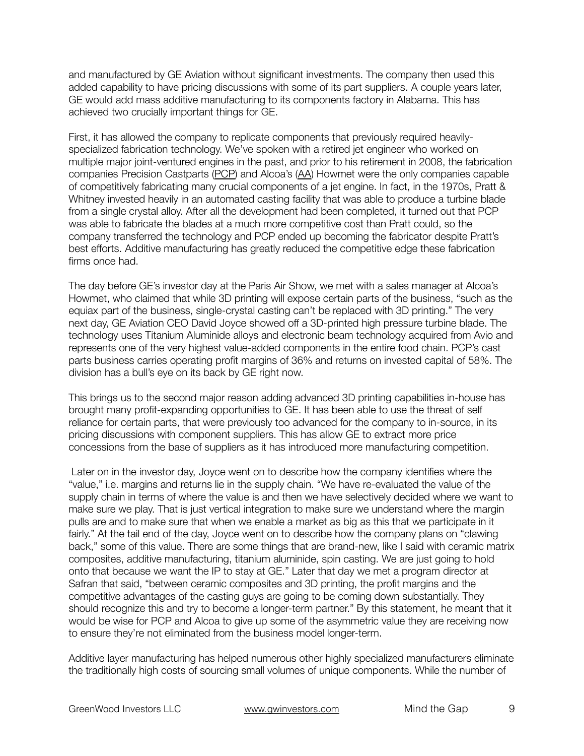and manufactured by GE Aviation without significant investments. The company then used this added capability to have pricing discussions with some of its part suppliers. A couple years later, GE would add mass additive manufacturing to its components factory in Alabama. This has achieved two crucially important things for GE.

First, it has allowed the company to replicate components that previously required heavily-specialized fabrication technology. We've spoken with a retired jet engineer who worked on multiple major joint-ventured engines in the past, and prior to his retirement in 2008, the fabrication companies Precision Castparts (PCP) and Alcoa's (AA) Howmet were the only companies capable of competitively fabricating many crucial components of a jet engine. In fact, in the 1970s, Pratt & Whitney invested heavily in an automated casting facility that was able to produce a turbine blade from a single crystal alloy. After all the development had been completed, it turned out that PCP was able to fabricate the blades at a much more competitive cost than Pratt could, so the company transferred the technology and PCP ended up becoming the fabricator despite Pratt's best efforts. Additive manufacturing has greatly reduced the competitive edge these fabrication firms once had.

The day before GE's investor day at the Paris Air Show, we met with a sales manager at Alcoa's Howmet, who claimed that while 3D printing will expose certain parts of the business, "such as the equiax part of the business, single-crystal casting can't be replaced with 3D printing." The very next day, GE Aviation CEO David Joyce showed off a 3D-printed high pressure turbine blade. The technology uses Titanium Aluminide alloys and electronic beam technology acquired from Avio and represents one of the very highest value-added components in the entire food chain. PCP's cast parts business carries operating profit margins of 36% and returns on invested capital of 58%. The division has a bull's eye on its back by GE right now.

This brings us to the second major reason adding advanced 3D printing capabilities in-house has brought many profit-expanding opportunities to GE. It has been able to use the threat of self reliance for certain parts, that were previously too advanced for the company to in-source, in its pricing discussions with component suppliers. This has allow GE to extract more price concessions from the base of suppliers as it has introduced more manufacturing competition.

Later on in the investor day, Joyce went on to describe how the company identifies where the "value," i.e. margins and returns lie in the supply chain. "We have re-evaluated the value of the supply chain in terms of where the value is and then we have selectively decided where we want to make sure we play. That is just vertical integration to make sure we understand where the margin pulls are and to make sure that when we enable a market as big as this that we participate in it fairly." At the tail end of the day, Joyce went on to describe how the company plans on "clawing back," some of this value. There are some things that are brand-new, like I said with ceramic matrix composites, additive manufacturing, titanium aluminide, spin casting. We are just going to hold onto that because we want the IP to stay at GE." Later that day we met a program director at Safran that said, "between ceramic composites and 3D printing, the profit margins and the competitive advantages of the casting guys are going to be coming down substantially. They should recognize this and try to become a longer-term partner." By this statement, he meant that it would be wise for PCP and Alcoa to give up some of the asymmetric value they are receiving now to ensure they're not eliminated from the business model longer-term.

Additive layer manufacturing has helped numerous other highly specialized manufacturers eliminate the traditionally high costs of sourcing small volumes of unique components. While the number of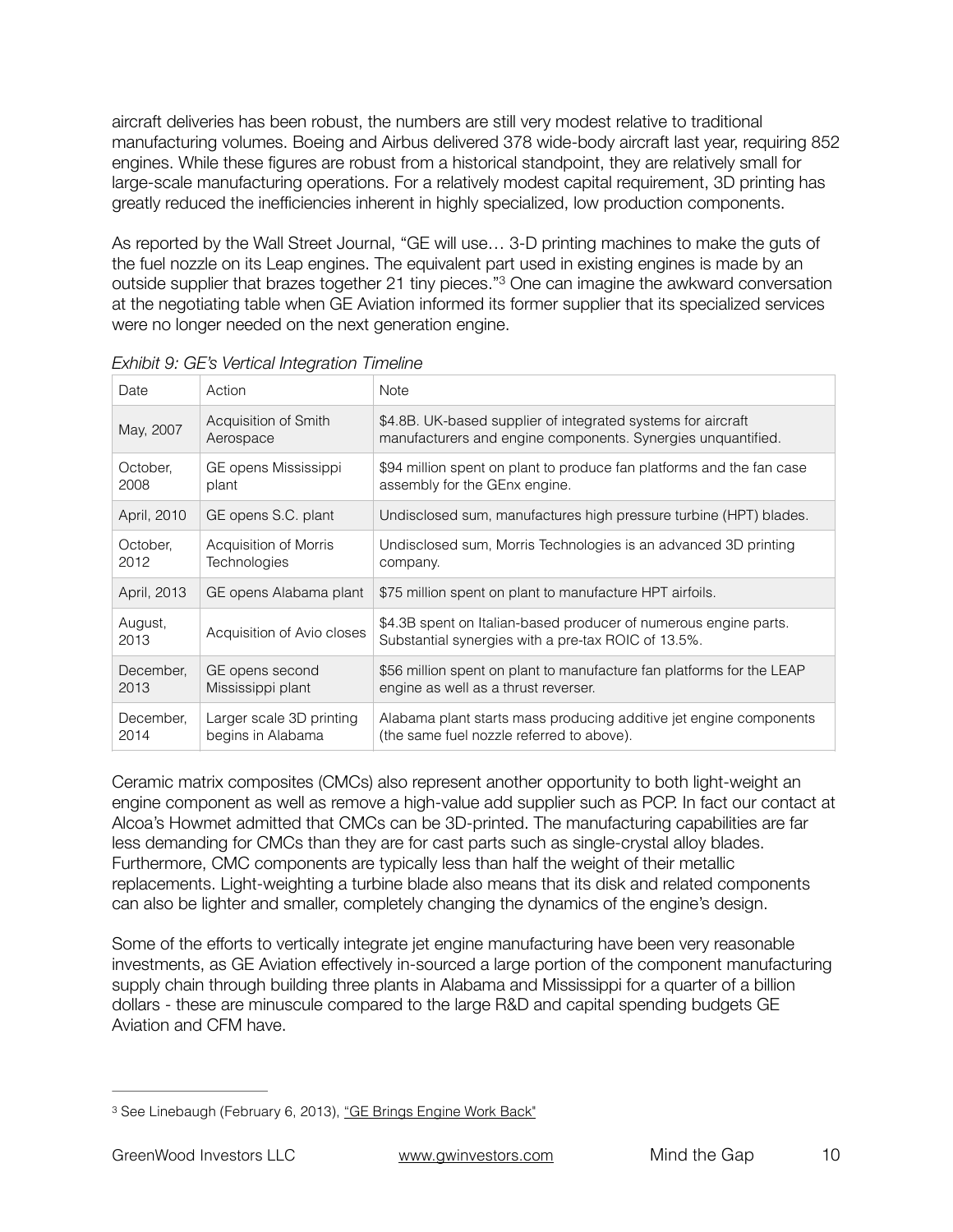aircraft deliveries has been robust, the numbers are still very modest relative to traditional manufacturing volumes. Boeing and Airbus delivered 378 wide-body aircraft last year, requiring 852 engines. While these figures are robust from a historical standpoint, they are relatively small for large-scale manufacturing operations. For a relatively modest capital requirement, 3D printing has greatly reduced the inefficiencies inherent in highly specialized, low production components.

As reported by the Wall Street Journal, "GE will use… 3-D printing machines to make the guts of the fuel nozzle on its Leap engines. The equivalent part used in existing engines is made by an outside supplier that brazes together 21 tiny pieces."[3] One can imagine the awkward conversation at the negotiating table when GE Aviation informed its former supplier that its specialized services were no longer needed on the next generation engine.

*Exhibit 9: GE's Vertical Integration Timeline*

| Date | Action | Note |
|---|---|---|
| May, 2007 | Acquisition of Smith Aerospace | $4.8B. UK-based supplier of integrated systems for aircraft manufacturers and engine components. Synergies unquantified. |
| October, 2008 | GE opens Mississippi plant | $94 million spent on plant to produce fan platforms and the fan case assembly for the GEnx engine. |
| April, 2010 | GE opens S.C. plant | Undisclosed sum, manufactures high pressure turbine (HPT) blades. |
| October, 2012 | Acquisition of Morris Technologies | Undisclosed sum, Morris Technologies is an advanced 3D printing company. |
| April, 2013 | GE opens Alabama plant | $75 million spent on plant to manufacture HPT airfoils. |
| August, 2013 | Acquisition of Avio closes | $4.3B spent on Italian-based producer of numerous engine parts. Substantial synergies with a pre-tax ROIC of 13.5%. |
| December, 2013 | GE opens second Mississippi plant | $56 million spent on plant to manufacture fan platforms for the LEAP engine as well as a thrust reverser. |
| December, 2014 | Larger scale 3D printing begins in Alabama | Alabama plant starts mass producing additive jet engine components (the same fuel nozzle referred to above). |

Ceramic matrix composites (CMCs) also represent another opportunity to both light-weight an engine component as well as remove a high-value add supplier such as PCP. In fact our contact at Alcoa's Howmet admitted that CMCs can be 3D-printed. The manufacturing capabilities are far less demanding for CMCs than they are for cast parts such as single-crystal alloy blades. Furthermore, CMC components are typically less than half the weight of their metallic replacements. Light-weighting a turbine blade also means that its disk and related components can also be lighter and smaller, completely changing the dynamics of the engine's design.

Some of the efforts to vertically integrate jet engine manufacturing have been very reasonable investments, as GE Aviation effectively in-sourced a large portion of the component manufacturing supply chain through building three plants in Alabama and Mississippi for a quarter of a billion dollars - these are minuscule compared to the large R&D and capital spending budgets GE Aviation and CFM have.

---

[3] See Linebaugh (February 6, 2013), "GE Brings Engine Work Back"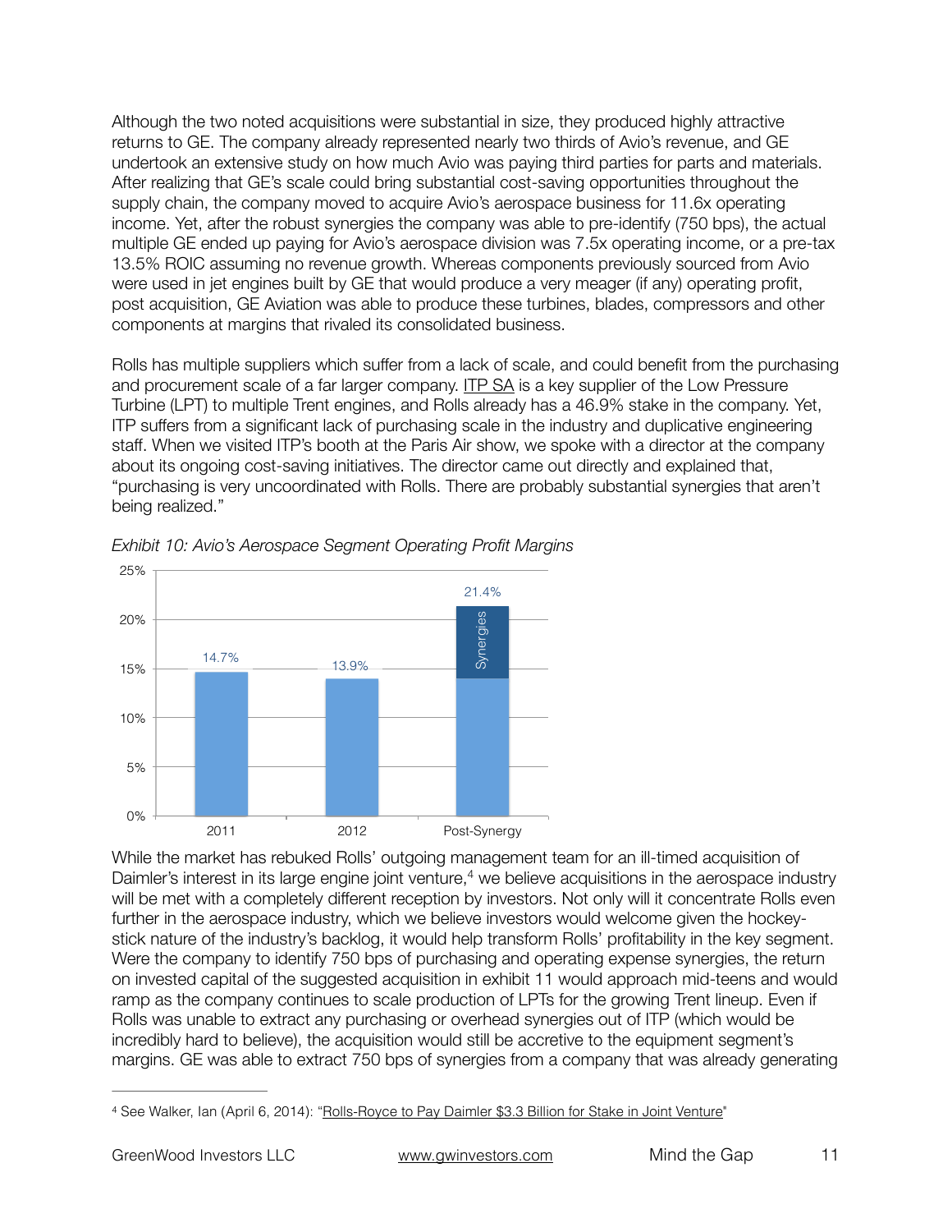Although the two noted acquisitions were substantial in size, they produced highly attractive returns to GE. The company already represented nearly two thirds of Avio's revenue, and GE undertook an extensive study on how much Avio was paying third parties for parts and materials. After realizing that GE's scale could bring substantial cost-saving opportunities throughout the supply chain, the company moved to acquire Avio's aerospace business for 11.6x operating income. Yet, after the robust synergies the company was able to pre-identify (750 bps), the actual multiple GE ended up paying for Avio's aerospace division was 7.5x operating income, or a pre-tax 13.5% ROIC assuming no revenue growth. Whereas components previously sourced from Avio were used in jet engines built by GE that would produce a very meager (if any) operating profit, post acquisition, GE Aviation was able to produce these turbines, blades, compressors and other components at margins that rivaled its consolidated business.

Rolls has multiple suppliers which suffer from a lack of scale, and could benefit from the purchasing and procurement scale of a far larger company. ITP SA is a key supplier of the Low Pressure Turbine (LPT) to multiple Trent engines, and Rolls already has a 46.9% stake in the company. Yet, ITP suffers from a significant lack of purchasing scale in the industry and duplicative engineering staff. When we visited ITP's booth at the Paris Air show, we spoke with a director at the company about its ongoing cost-saving initiatives. The director came out directly and explained that, "purchasing is very uncoordinated with Rolls. There are probably substantial synergies that aren't being realized."

*Exhibit 10: Avio's Aerospace Segment Operating Profit Margins*

25%
20%
15%
10%
5%
0%

14.7%
13.9%
21.4%
Synergies

2011
2012
Post-Synergy

While the market has rebuked Rolls' outgoing management team for an ill-timed acquisition of Daimler's interest in its large engine joint venture,[4] we believe acquisitions in the aerospace industry will be met with a completely different reception by investors. Not only will it concentrate Rolls even further in the aerospace industry, which we believe investors would welcome given the hockey-stick nature of the industry's backlog, it would help transform Rolls' profitability in the key segment. Were the company to identify 750 bps of purchasing and operating expense synergies, the return on invested capital of the suggested acquisition in exhibit 11 would approach mid-teens and would ramp as the company continues to scale production of LPTs for the growing Trent lineup. Even if Rolls was unable to extract any purchasing or overhead synergies out of ITP (which would be incredibly hard to believe), the acquisition would still be accretive to the equipment segment's margins. GE was able to extract 750 bps of synergies from a company that was already generating

---

[4] See Walker, Ian (April 6, 2014): "Rolls-Royce to Pay Daimler $3.3 Billion for Stake in Joint Venture"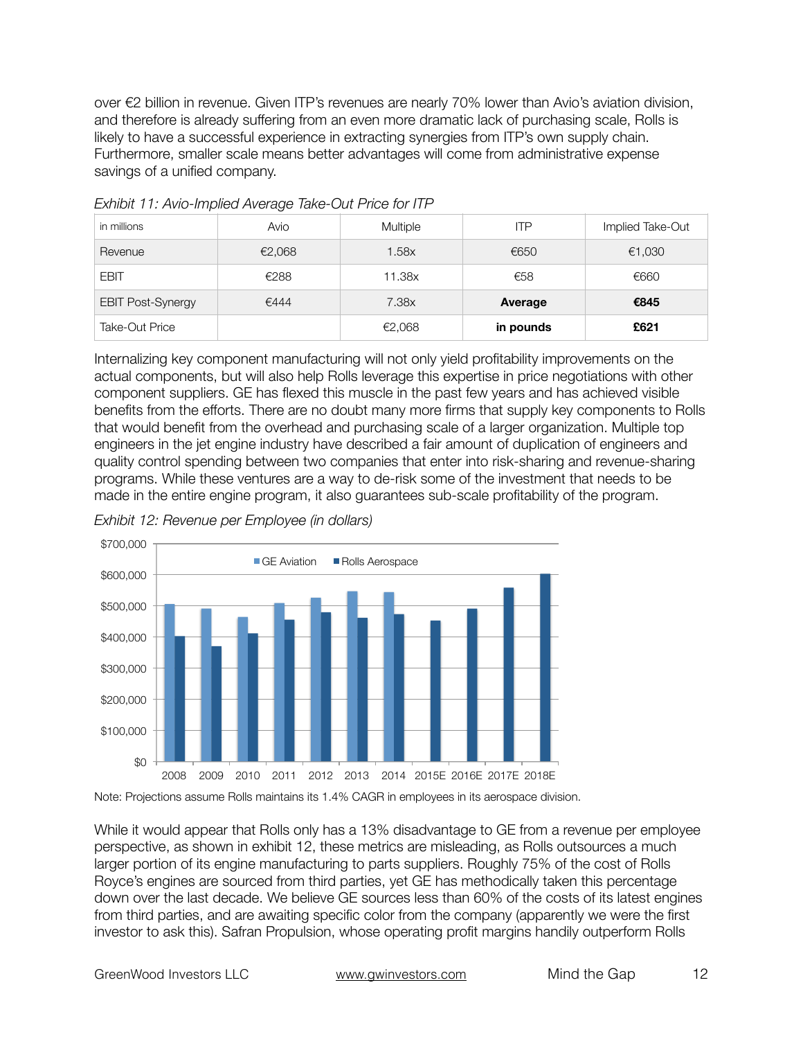over €2 billion in revenue. Given ITP's revenues are nearly 70% lower than Avio's aviation division, and therefore is already suffering from an even more dramatic lack of purchasing scale, Rolls is likely to have a successful experience in extracting synergies from ITP's own supply chain. Furthermore, smaller scale means better advantages will come from administrative expense savings of a unified company.

*Exhibit 11: Avio-Implied Average Take-Out Price for ITP*

| in millions | Avio | Multiple | ITP | Implied Take-Out |
|---|---|---|---|---|
| Revenue | €2,068 | 1.58x | €650 | €1,030 |
| EBIT | €288 | 11.38x | €58 | €660 |
| EBIT Post-Synergy | €444 | 7.38x | **Average** | **€845** |
| Take-Out Price | | €2,068 | **in pounds** | **£621** |

Internalizing key component manufacturing will not only yield profitability improvements on the actual components, but will also help Rolls leverage this expertise in price negotiations with other component suppliers. GE has flexed this muscle in the past few years and has achieved visible benefits from the efforts. There are no doubt many more firms that supply key components to Rolls that would benefit from the overhead and purchasing scale of a larger organization. Multiple top engineers in the jet engine industry have described a fair amount of duplication of engineers and quality control spending between two companies that enter into risk-sharing and revenue-sharing programs. While these ventures are a way to de-risk some of the investment that needs to be made in the entire engine program, it also guarantees sub-scale profitability of the program.

*Exhibit 12: Revenue per Employee (in dollars)*

GE Aviation
Rolls Aerospace

$700,000
$600,000
$500,000
$400,000
$300,000
$200,000
$100,000
$0

2008 2009 2010 2011 2012 2013 2014 2015E 2016E 2017E 2018E

Note: Projections assume Rolls maintains its 1.4% CAGR in employees in its aerospace division.

While it would appear that Rolls only has a 13% disadvantage to GE from a revenue per employee perspective, as shown in exhibit 12, these metrics are misleading, as Rolls outsources a much larger portion of its engine manufacturing to parts suppliers. Roughly 75% of the cost of Rolls Royce's engines are sourced from third parties, yet GE has methodically taken this percentage down over the last decade. We believe GE sources less than 60% of the costs of its latest engines from third parties, and are awaiting specific color from the company (apparently we were the first investor to ask this). Safran Propulsion, whose operating profit margins handily outperform Rolls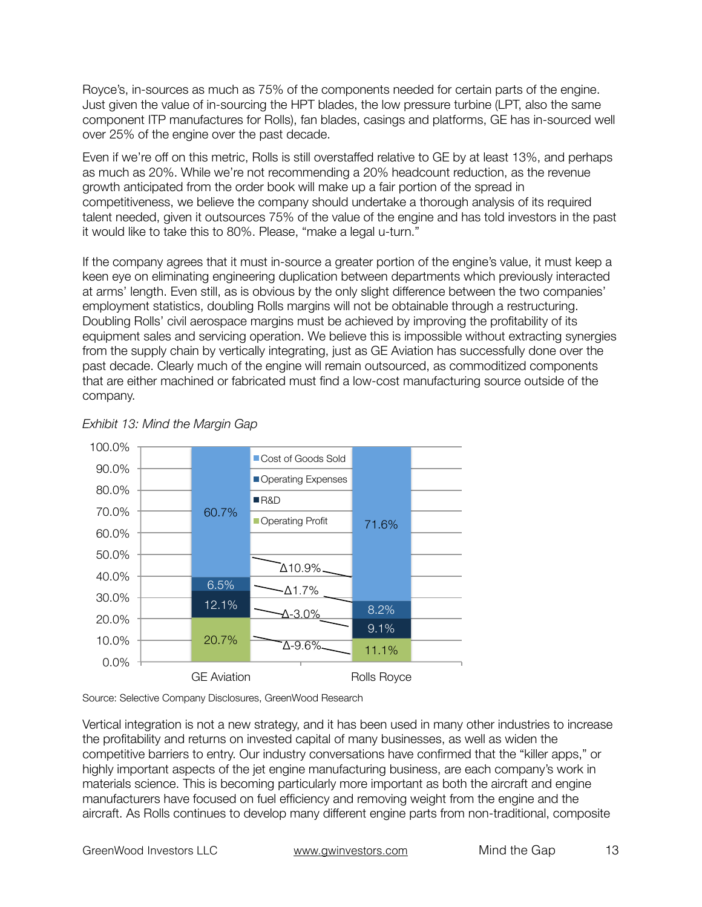Royce's, in-sources as much as 75% of the components needed for certain parts of the engine. Just given the value of in-sourcing the HPT blades, the low pressure turbine (LPT, also the same component ITP manufactures for Rolls), fan blades, casings and platforms, GE has in-sourced well over 25% of the engine over the past decade.

Even if we're off on this metric, Rolls is still overstaffed relative to GE by at least 13%, and perhaps as much as 20%. While we're not recommending a 20% headcount reduction, as the revenue growth anticipated from the order book will make up a fair portion of the spread in competitiveness, we believe the company should undertake a thorough analysis of its required talent needed, given it outsources 75% of the value of the engine and has told investors in the past it would like to take this to 80%. Please, "make a legal u-turn."

If the company agrees that it must in-source a greater portion of the engine's value, it must keep a keen eye on eliminating engineering duplication between departments which previously interacted at arms' length. Even still, as is obvious by the only slight difference between the two companies' employment statistics, doubling Rolls margins will not be obtainable through a restructuring. Doubling Rolls' civil aerospace margins must be achieved by improving the profitability of its equipment sales and servicing operation. We believe this is impossible without extracting synergies from the supply chain by vertically integrating, just as GE Aviation has successfully done over the past decade. Clearly much of the engine will remain outsourced, as commoditized components that are either machined or fabricated must find a low-cost manufacturing source outside of the company.

*Exhibit 13: Mind the Margin Gap*

100.0%
90.0%
80.0%
70.0%
60.0%
50.0%
40.0%
30.0%
20.0%
10.0%
0.0%

Cost of Goods Sold
Operating Expenses
R&D
Operating Profit

GE Aviation: 60.7%, 6.5%, 12.1%, 20.7%

Rolls Royce: 71.6%, 8.2%, 9.1%, 11.1%

Δ10.9%
Δ1.7%
Δ-3.0%
Δ-9.6%

Source: Selective Company Disclosures, GreenWood Research

Vertical integration is not a new strategy, and it has been used in many other industries to increase the profitability and returns on invested capital of many businesses, as well as widen the competitive barriers to entry. Our industry conversations have confirmed that the "killer apps," or highly important aspects of the jet engine manufacturing business, are each company's work in materials science. This is becoming particularly more important as both the aircraft and engine manufacturers have focused on fuel efficiency and removing weight from the engine and the aircraft. As Rolls continues to develop many different engine parts from non-traditional, composite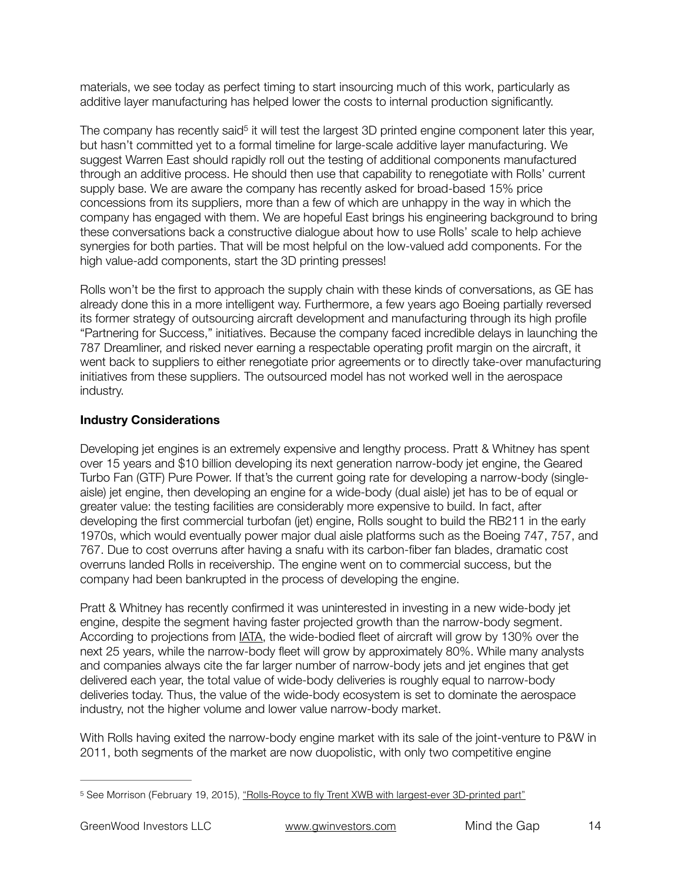materials, we see today as perfect timing to start insourcing much of this work, particularly as additive layer manufacturing has helped lower the costs to internal production significantly.

The company has recently said[5] it will test the largest 3D printed engine component later this year, but hasn't committed yet to a formal timeline for large-scale additive layer manufacturing. We suggest Warren East should rapidly roll out the testing of additional components manufactured through an additive process. He should then use that capability to renegotiate with Rolls' current supply base. We are aware the company has recently asked for broad-based 15% price concessions from its suppliers, more than a few of which are unhappy in the way in which the company has engaged with them. We are hopeful East brings his engineering background to bring these conversations back a constructive dialogue about how to use Rolls' scale to help achieve synergies for both parties. That will be most helpful on the low-valued add components. For the high value-add components, start the 3D printing presses!

Rolls won't be the first to approach the supply chain with these kinds of conversations, as GE has already done this in a more intelligent way. Furthermore, a few years ago Boeing partially reversed its former strategy of outsourcing aircraft development and manufacturing through its high profile "Partnering for Success," initiatives. Because the company faced incredible delays in launching the 787 Dreamliner, and risked never earning a respectable operating profit margin on the aircraft, it went back to suppliers to either renegotiate prior agreements or to directly take-over manufacturing initiatives from these suppliers. The outsourced model has not worked well in the aerospace industry.

**Industry Considerations**

Developing jet engines is an extremely expensive and lengthy process. Pratt & Whitney has spent over 15 years and $10 billion developing its next generation narrow-body jet engine, the Geared Turbo Fan (GTF) Pure Power. If that's the current going rate for developing a narrow-body (single-aisle) jet engine, then developing an engine for a wide-body (dual aisle) jet has to be of equal or greater value: the testing facilities are considerably more expensive to build. In fact, after developing the first commercial turbofan (jet) engine, Rolls sought to build the RB211 in the early 1970s, which would eventually power major dual aisle platforms such as the Boeing 747, 757, and 767. Due to cost overruns after having a snafu with its carbon-fiber fan blades, dramatic cost overruns landed Rolls in receivership. The engine went on to commercial success, but the company had been bankrupted in the process of developing the engine.

Pratt & Whitney has recently confirmed it was uninterested in investing in a new wide-body jet engine, despite the segment having faster projected growth than the narrow-body segment. According to projections from IATA, the wide-bodied fleet of aircraft will grow by 130% over the next 25 years, while the narrow-body fleet will grow by approximately 80%. While many analysts and companies always cite the far larger number of narrow-body jets and jet engines that get delivered each year, the total value of wide-body deliveries is roughly equal to narrow-body deliveries today. Thus, the value of the wide-body ecosystem is set to dominate the aerospace industry, not the higher volume and lower value narrow-body market.

With Rolls having exited the narrow-body engine market with its sale of the joint-venture to P&W in 2011, both segments of the market are now duopolistic, with only two competitive engine

[5] See Morrison (February 19, 2015), "Rolls-Royce to fly Trent XWB with largest-ever 3D-printed part"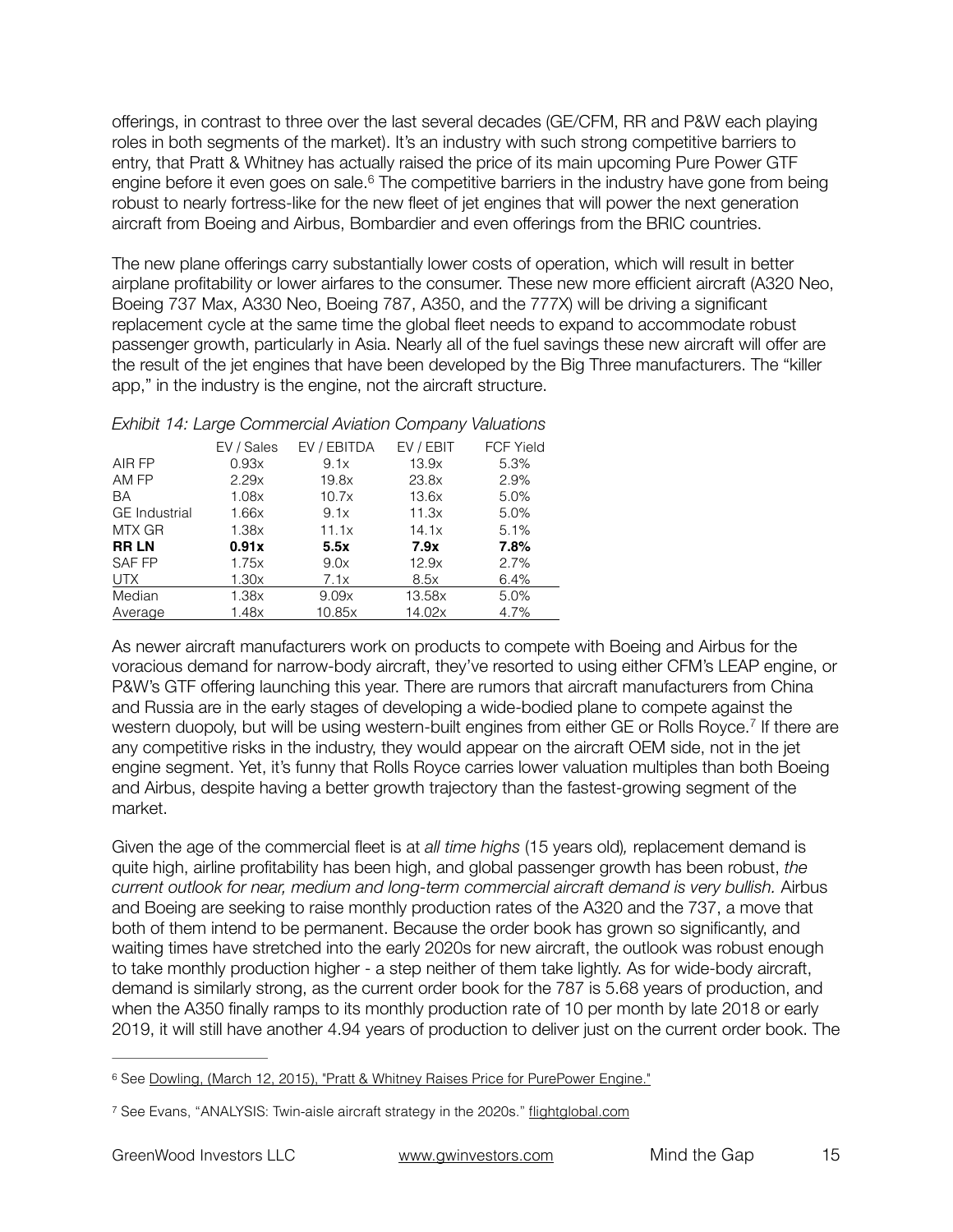offerings, in contrast to three over the last several decades (GE/CFM, RR and P&W each playing roles in both segments of the market). It's an industry with such strong competitive barriers to entry, that Pratt & Whitney has actually raised the price of its main upcoming Pure Power GTF engine before it even goes on sale.[6] The competitive barriers in the industry have gone from being robust to nearly fortress-like for the new fleet of jet engines that will power the next generation aircraft from Boeing and Airbus, Bombardier and even offerings from the BRIC countries.

The new plane offerings carry substantially lower costs of operation, which will result in better airplane profitability or lower airfares to the consumer. These new more efficient aircraft (A320 Neo, Boeing 737 Max, A330 Neo, Boeing 787, A350, and the 777X) will be driving a significant replacement cycle at the same time the global fleet needs to expand to accommodate robust passenger growth, particularly in Asia. Nearly all of the fuel savings these new aircraft will offer are the result of the jet engines that have been developed by the Big Three manufacturers. The "killer app," in the industry is the engine, not the aircraft structure.

*Exhibit 14: Large Commercial Aviation Company Valuations*

| | EV / Sales | EV / EBITDA | EV / EBIT | FCF Yield |
|---|---|---|---|---|
| AIR FP | 0.93x | 9.1x | 13.9x | 5.3% |
| AM FP | 2.29x | 19.8x | 23.8x | 2.9% |
| BA | 1.08x | 10.7x | 13.6x | 5.0% |
| GE Industrial | 1.66x | 9.1x | 11.3x | 5.0% |
| MTX GR | 1.38x | 11.1x | 14.1x | 5.1% |
| **RR LN** | **0.91x** | **5.5x** | **7.9x** | **7.8%** |
| SAF FP | 1.75x | 9.0x | 12.9x | 2.7% |
| UTX | 1.30x | 7.1x | 8.5x | 6.4% |
| Median | 1.38x | 9.09x | 13.58x | 5.0% |
| Average | 1.48x | 10.85x | 14.02x | 4.7% |

As newer aircraft manufacturers work on products to compete with Boeing and Airbus for the voracious demand for narrow-body aircraft, they've resorted to using either CFM's LEAP engine, or P&W's GTF offering launching this year. There are rumors that aircraft manufacturers from China and Russia are in the early stages of developing a wide-bodied plane to compete against the western duopoly, but will be using western-built engines from either GE or Rolls Royce.[7] If there are any competitive risks in the industry, they would appear on the aircraft OEM side, not in the jet engine segment. Yet, it's funny that Rolls Royce carries lower valuation multiples than both Boeing and Airbus, despite having a better growth trajectory than the fastest-growing segment of the market.

Given the age of the commercial fleet is at *all time highs* (15 years old), replacement demand is quite high, airline profitability has been high, and global passenger growth has been robust, *the current outlook for near, medium and long-term commercial aircraft demand is very bullish.* Airbus and Boeing are seeking to raise monthly production rates of the A320 and the 737, a move that both of them intend to be permanent. Because the order book has grown so significantly, and waiting times have stretched into the early 2020s for new aircraft, the outlook was robust enough to take monthly production higher - a step neither of them take lightly. As for wide-body aircraft, demand is similarly strong, as the current order book for the 787 is 5.68 years of production, and when the A350 finally ramps to its monthly production rate of 10 per month by late 2018 or early 2019, it will still have another 4.94 years of production to deliver just on the current order book. The

---

[6] See Dowling, (March 12, 2015), "Pratt & Whitney Raises Price for PurePower Engine."

[7] See Evans, "ANALYSIS: Twin-aisle aircraft strategy in the 2020s." flightglobal.com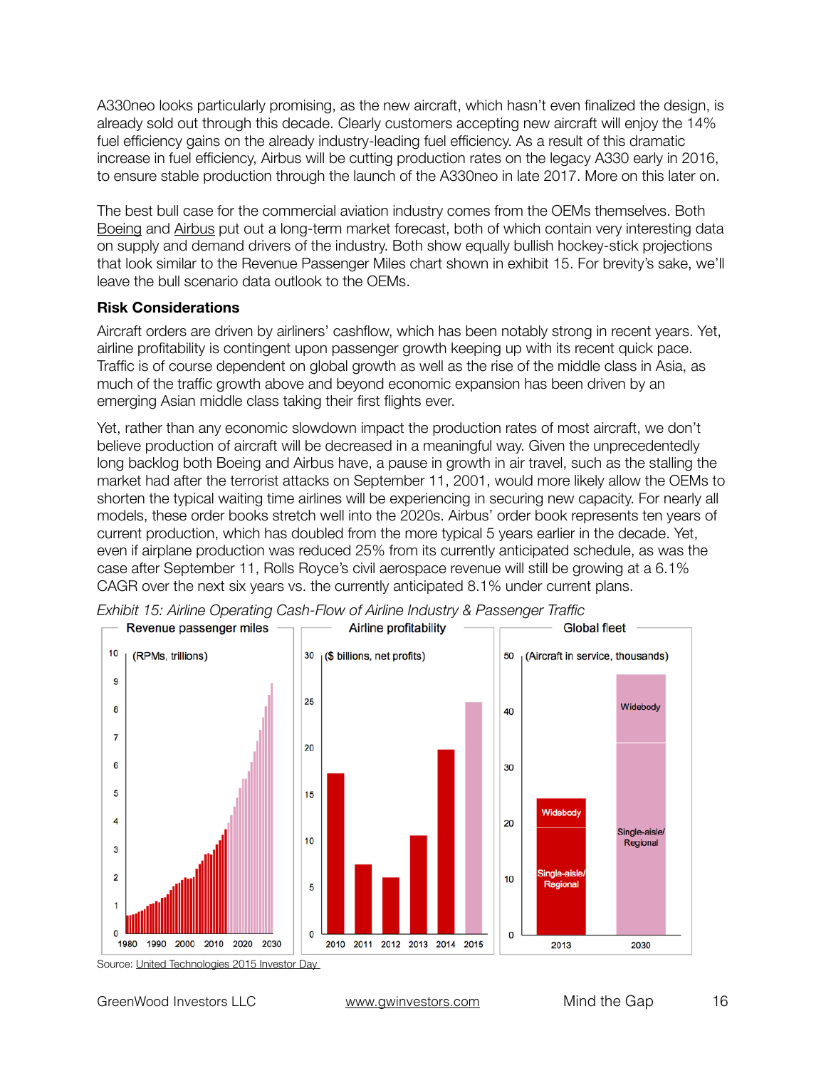A330neo looks particularly promising, as the new aircraft, which hasn't even finalized the design, is already sold out through this decade. Clearly customers accepting new aircraft will enjoy the 14% fuel efficiency gains on the already industry-leading fuel efficiency. As a result of this dramatic increase in fuel efficiency, Airbus will be cutting production rates on the legacy A330 early in 2016, to ensure stable production through the launch of the A330neo in late 2017. More on this later on.

The best bull case for the commercial aviation industry comes from the OEMs themselves. Both Boeing and Airbus put out a long-term market forecast, both of which contain very interesting data on supply and demand drivers of the industry. Both show equally bullish hockey-stick projections that look similar to the Revenue Passenger Miles chart shown in exhibit 15. For brevity's sake, we'll leave the bull scenario data outlook to the OEMs.

### Risk Considerations

Aircraft orders are driven by airliners' cashflow, which has been notably strong in recent years. Yet, airline profitability is contingent upon passenger growth keeping up with its recent quick pace. Traffic is of course dependent on global growth as well as the rise of the middle class in Asia, as much of the traffic growth above and beyond economic expansion has been driven by an emerging Asian middle class taking their first flights ever.

Yet, rather than any economic slowdown impact the production rates of most aircraft, we don't believe production of aircraft will be decreased in a meaningful way. Given the unprecedentedly long backlog both Boeing and Airbus have, a pause in growth in air travel, such as the stalling the market had after the terrorist attacks on September 11, 2001, would more likely allow the OEMs to shorten the typical waiting time airlines will be experiencing in securing new capacity. For nearly all models, these order books stretch well into the 2020s. Airbus' order book represents ten years of current production, which has doubled from the more typical 5 years earlier in the decade. Yet, even if airplane production was reduced 25% from its currently anticipated schedule, as was the case after September 11, Rolls Royce's civil aerospace revenue will still be growing at a 6.1% CAGR over the next six years vs. the currently anticipated 8.1% under current plans.

*Exhibit 15: Airline Operating Cash-Flow of Airline Industry & Passenger Traffic*

Revenue passenger miles
(RPMs, trillions)
0 1 2 3 4 5 6 7 8 9 10
1980 1990 2000 2010 2020 2030

Airline profitability
($ billions, net profits)
0 5 10 15 20 25 30
2010 2011 2012 2013 2014 2015

Global fleet
(Aircraft in service, thousands)
0 10 20 30 40 50
Widebody
Single-aisle/ Regional
2013 2030

Source: United Technologies 2015 Investor Day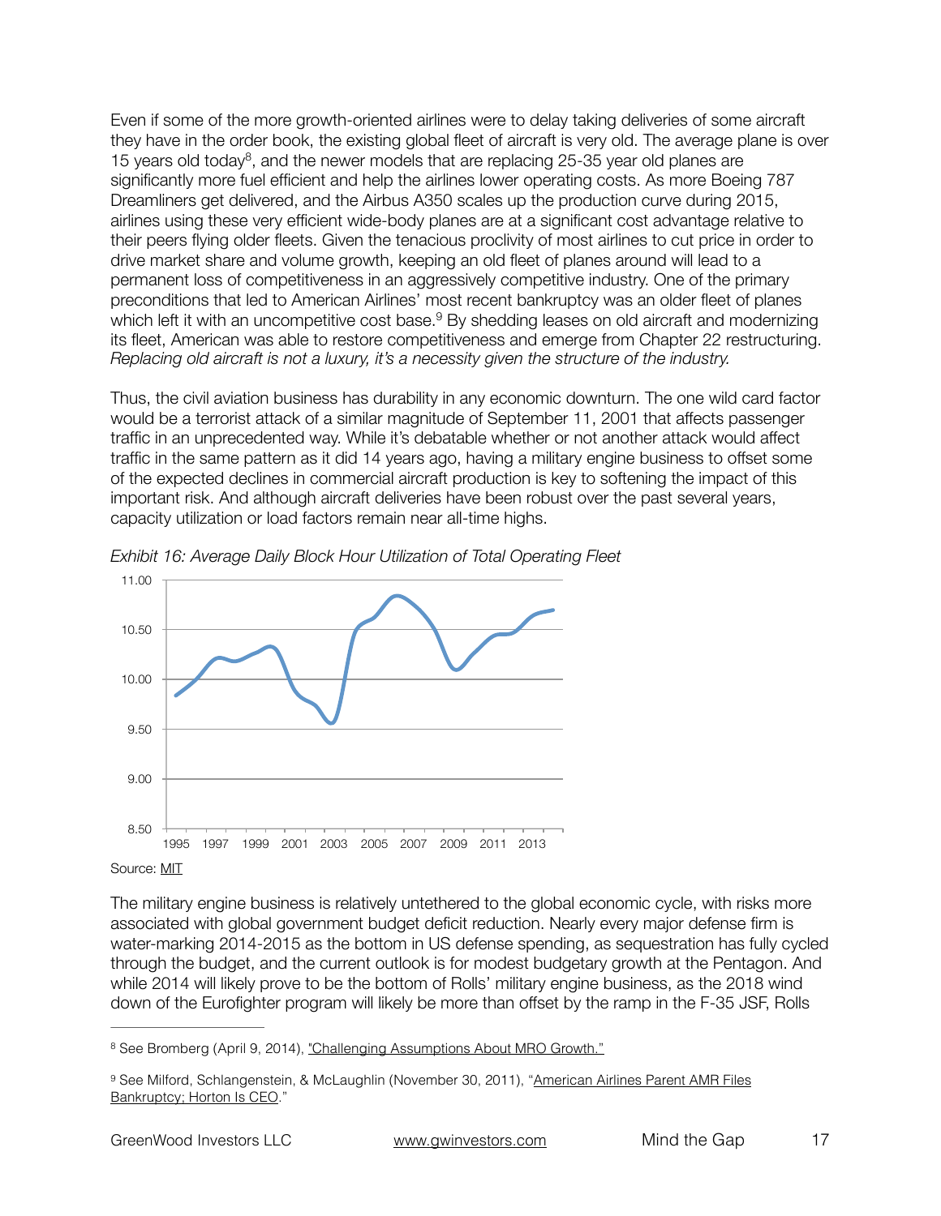Even if some of the more growth-oriented airlines were to delay taking deliveries of some aircraft they have in the order book, the existing global fleet of aircraft is very old. The average plane is over 15 years old today[8], and the newer models that are replacing 25-35 year old planes are significantly more fuel efficient and help the airlines lower operating costs. As more Boeing 787 Dreamliners get delivered, and the Airbus A350 scales up the production curve during 2015, airlines using these very efficient wide-body planes are at a significant cost advantage relative to their peers flying older fleets. Given the tenacious proclivity of most airlines to cut price in order to drive market share and volume growth, keeping an old fleet of planes around will lead to a permanent loss of competitiveness in an aggressively competitive industry. One of the primary preconditions that led to American Airlines' most recent bankruptcy was an older fleet of planes which left it with an uncompetitive cost base.[9] By shedding leases on old aircraft and modernizing its fleet, American was able to restore competitiveness and emerge from Chapter 22 restructuring. *Replacing old aircraft is not a luxury, it's a necessity given the structure of the industry.*

Thus, the civil aviation business has durability in any economic downturn. The one wild card factor would be a terrorist attack of a similar magnitude of September 11, 2001 that affects passenger traffic in an unprecedented way. While it's debatable whether or not another attack would affect traffic in the same pattern as it did 14 years ago, having a military engine business to offset some of the expected declines in commercial aircraft production is key to softening the impact of this important risk. And although aircraft deliveries have been robust over the past several years, capacity utilization or load factors remain near all-time highs.

*Exhibit 16: Average Daily Block Hour Utilization of Total Operating Fleet*

11.00
10.50
10.00
9.50
9.00
8.50

1995 1997 1999 2001 2003 2005 2007 2009 2011 2013

Source: MIT

The military engine business is relatively untethered to the global economic cycle, with risks more associated with global government budget deficit reduction. Nearly every major defense firm is water-marking 2014-2015 as the bottom in US defense spending, as sequestration has fully cycled through the budget, and the current outlook is for modest budgetary growth at the Pentagon. And while 2014 will likely prove to be the bottom of Rolls' military engine business, as the 2018 wind down of the Eurofighter program will likely be more than offset by the ramp in the F-35 JSF, Rolls

---

[8] See Bromberg (April 9, 2014), "Challenging Assumptions About MRO Growth."

[9] See Milford, Schlangenstein, & McLaughlin (November 30, 2011), "American Airlines Parent AMR Files Bankruptcy; Horton Is CEO."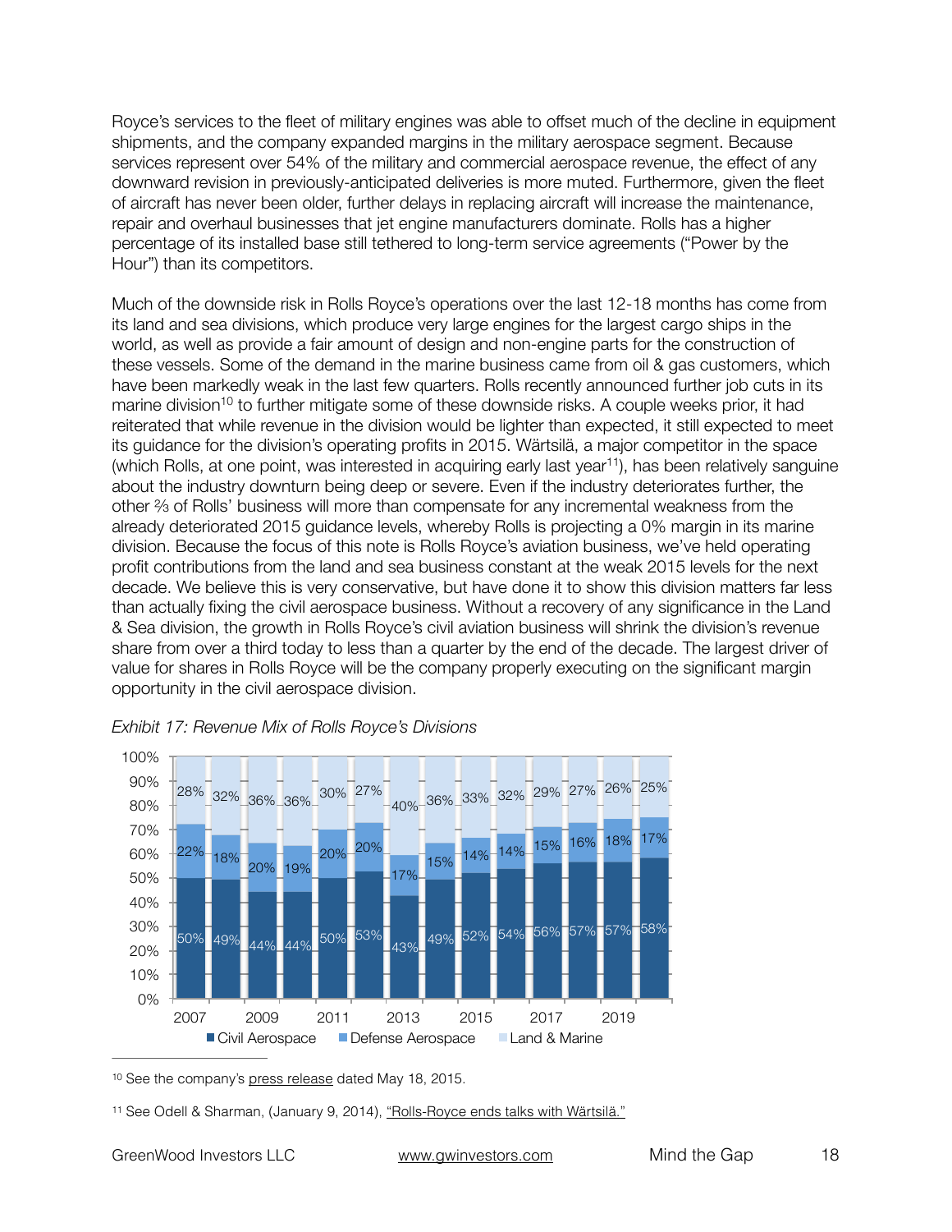Royce's services to the fleet of military engines was able to offset much of the decline in equipment shipments, and the company expanded margins in the military aerospace segment. Because services represent over 54% of the military and commercial aerospace revenue, the effect of any downward revision in previously-anticipated deliveries is more muted. Furthermore, given the fleet of aircraft has never been older, further delays in replacing aircraft will increase the maintenance, repair and overhaul businesses that jet engine manufacturers dominate. Rolls has a higher percentage of its installed base still tethered to long-term service agreements ("Power by the Hour") than its competitors.

Much of the downside risk in Rolls Royce's operations over the last 12-18 months has come from its land and sea divisions, which produce very large engines for the largest cargo ships in the world, as well as provide a fair amount of design and non-engine parts for the construction of these vessels. Some of the demand in the marine business came from oil & gas customers, which have been markedly weak in the last few quarters. Rolls recently announced further job cuts in its marine division[10] to further mitigate some of these downside risks. A couple weeks prior, it had reiterated that while revenue in the division would be lighter than expected, it still expected to meet its guidance for the division's operating profits in 2015. Wärtsilä, a major competitor in the space (which Rolls, at one point, was interested in acquiring early last year[11]), has been relatively sanguine about the industry downturn being deep or severe. Even if the industry deteriorates further, the other ⅔ of Rolls' business will more than compensate for any incremental weakness from the already deteriorated 2015 guidance levels, whereby Rolls is projecting a 0% margin in its marine division. Because the focus of this note is Rolls Royce's aviation business, we've held operating profit contributions from the land and sea business constant at the weak 2015 levels for the next decade. We believe this is very conservative, but have done it to show this division matters far less than actually fixing the civil aerospace business. Without a recovery of any significance in the Land & Sea division, the growth in Rolls Royce's civil aviation business will shrink the division's revenue share from over a third today to less than a quarter by the end of the decade. The largest driver of value for shares in Rolls Royce will be the company properly executing on the significant margin opportunity in the civil aerospace division.

*Exhibit 17: Revenue Mix of Rolls Royce's Divisions*

100%
90%
80%
70%
60%
50%
40%
30%
20%
10%
0%

28% 32% 36% 36% 30% 27% 40% 36% 33% 32% 29% 27% 26% 25%

22% 18% 20% 19% 20% 20% 17% 15% 14% 14% 15% 16% 18% 17%

50% 49% 44% 44% 50% 53% 43% 49% 52% 54% 56% 57% 57% 58%

2007 2009 2011 2013 2015 2017 2019

Civil Aerospace | Defense Aerospace | Land & Marine

---

[10] See the company's press release dated May 18, 2015.

[11] See Odell & Sharman, (January 9, 2014), "Rolls-Royce ends talks with Wärtsilä."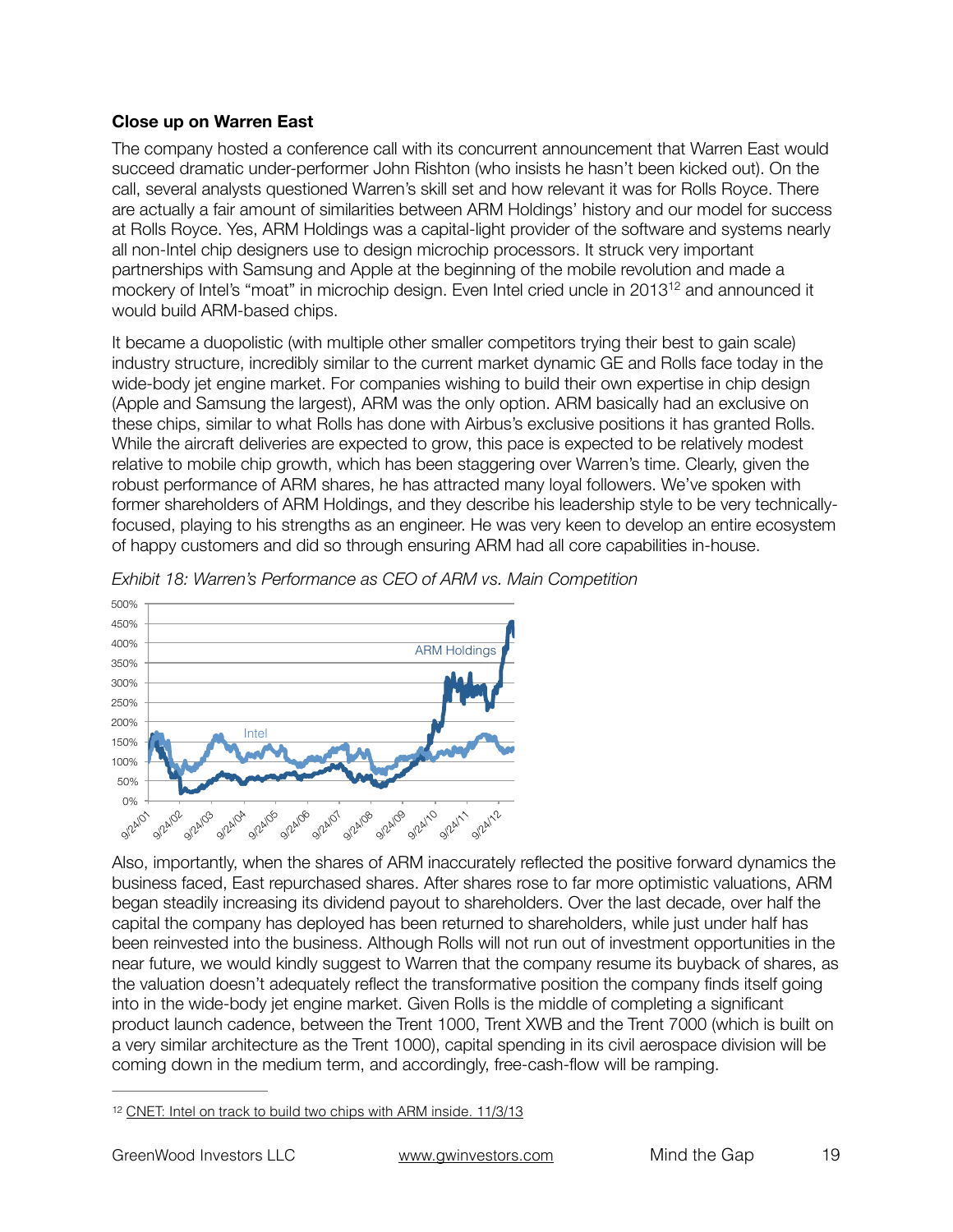**Close up on Warren East**

The company hosted a conference call with its concurrent announcement that Warren East would succeed dramatic under-performer John Rishton (who insists he hasn't been kicked out). On the call, several analysts questioned Warren's skill set and how relevant it was for Rolls Royce. There are actually a fair amount of similarities between ARM Holdings' history and our model for success at Rolls Royce. Yes, ARM Holdings was a capital-light provider of the software and systems nearly all non-Intel chip designers use to design microchip processors. It struck very important partnerships with Samsung and Apple at the beginning of the mobile revolution and made a mockery of Intel's "moat" in microchip design. Even Intel cried uncle in 2013[12] and announced it would build ARM-based chips.

It became a duopolistic (with multiple other smaller competitors trying their best to gain scale) industry structure, incredibly similar to the current market dynamic GE and Rolls face today in the wide-body jet engine market. For companies wishing to build their own expertise in chip design (Apple and Samsung the largest), ARM was the only option. ARM basically had an exclusive on these chips, similar to what Rolls has done with Airbus's exclusive positions it has granted Rolls. While the aircraft deliveries are expected to grow, this pace is expected to be relatively modest relative to mobile chip growth, which has been staggering over Warren's time. Clearly, given the robust performance of ARM shares, he has attracted many loyal followers. We've spoken with former shareholders of ARM Holdings, and they describe his leadership style to be very technically-focused, playing to his strengths as an engineer. He was very keen to develop an entire ecosystem of happy customers and did so through ensuring ARM had all core capabilities in-house.

*Exhibit 18: Warren's Performance as CEO of ARM vs. Main Competition*

Also, importantly, when the shares of ARM inaccurately reflected the positive forward dynamics the business faced, East repurchased shares. After shares rose to far more optimistic valuations, ARM began steadily increasing its dividend payout to shareholders. Over the last decade, over half the capital the company has deployed has been returned to shareholders, while just under half has been reinvested into the business. Although Rolls will not run out of investment opportunities in the near future, we would kindly suggest to Warren that the company resume its buyback of shares, as the valuation doesn't adequately reflect the transformative position the company finds itself going into in the wide-body jet engine market. Given Rolls is the middle of completing a significant product launch cadence, between the Trent 1000, Trent XWB and the Trent 7000 (which is built on a very similar architecture as the Trent 1000), capital spending in its civil aerospace division will be coming down in the medium term, and accordingly, free-cash-flow will be ramping.

---

[12] CNET: Intel on track to build two chips with ARM inside. 11/3/13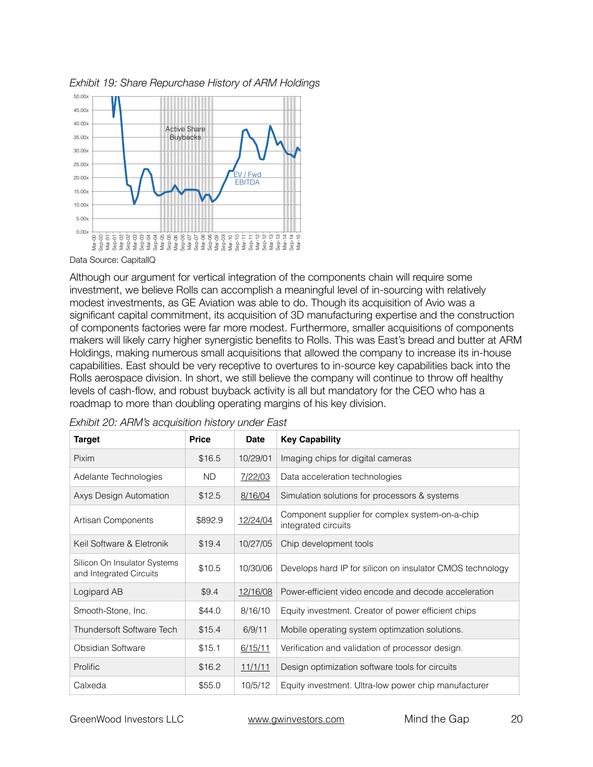*Exhibit 19: Share Repurchase History of ARM Holdings*

50.00x
45.00x
40.00x
35.00x
30.00x
25.00x
20.00x
15.00x
10.00x
5.00x
0.00x

Active Share Buybacks

EV / Fwd EBITDA

Mar-00 Sep-00 Mar-01 Sep-01 Mar-02 Sep-02 Mar-03 Sep-03 Mar-04 Sep-04 Mar-05 Sep-05 Mar-06 Sep-06 Mar-07 Sep-07 Mar-08 Sep-08 Mar-09 Sep-09 Mar-10 Sep-10 Mar-11 Sep-11 Mar-12 Sep-12 Mar-13 Sep-13 Mar-14 Sep-14 Mar-15

Data Source: CapitalIQ

Although our argument for vertical integration of the components chain will require some investment, we believe Rolls can accomplish a meaningful level of in-sourcing with relatively modest investments, as GE Aviation was able to do. Though its acquisition of Avio was a significant capital commitment, its acquisition of 3D manufacturing expertise and the construction of components factories were far more modest. Furthermore, smaller acquisitions of components makers will likely carry higher synergistic benefits to Rolls. This was East's bread and butter at ARM Holdings, making numerous small acquisitions that allowed the company to increase its in-house capabilities. East should be very receptive to overtures to in-source key capabilities back into the Rolls aerospace division. In short, we still believe the company will continue to throw off healthy levels of cash-flow, and robust buyback activity is all but mandatory for the CEO who has a roadmap to more than doubling operating margins of his key division.

*Exhibit 20: ARM's acquisition history under East*

| **Target** | **Price** | **Date** | **Key Capability** |
|---|---|---|---|
| Pixim | $16.5 | 10/29/01 | Imaging chips for digital cameras |
| Adelante Technologies | ND | 7/22/03 | Data acceleration technologies |
| Axys Design Automation | $12.5 | 8/16/04 | Simulation solutions for processors & systems |
| Artisan Components | $892.9 | 12/24/04 | Component supplier for complex system-on-a-chip integrated circuits |
| Keil Software & Eletronik | $19.4 | 10/27/05 | Chip development tools |
| Silicon On Insulator Systems and Integrated Circuits | $10.5 | 10/30/06 | Develops hard IP for silicon on insulator CMOS technology |
| Logipard AB | $9.4 | 12/16/08 | Power-efficient video encode and decode acceleration |
| Smooth-Stone, Inc. | $44.0 | 8/16/10 | Equity investment. Creator of power efficient chips |
| Thundersoft Software Tech | $15.4 | 6/9/11 | Mobile operating system optimzation solutions. |
| Obsidian Software | $15.1 | 6/15/11 | Verification and validation of processor design. |
| Prolific | $16.2 | 11/1/11 | Design optimization software tools for circuits |
| Calxeda | $55.0 | 10/5/12 | Equity investment. Ultra-low power chip manufacturer |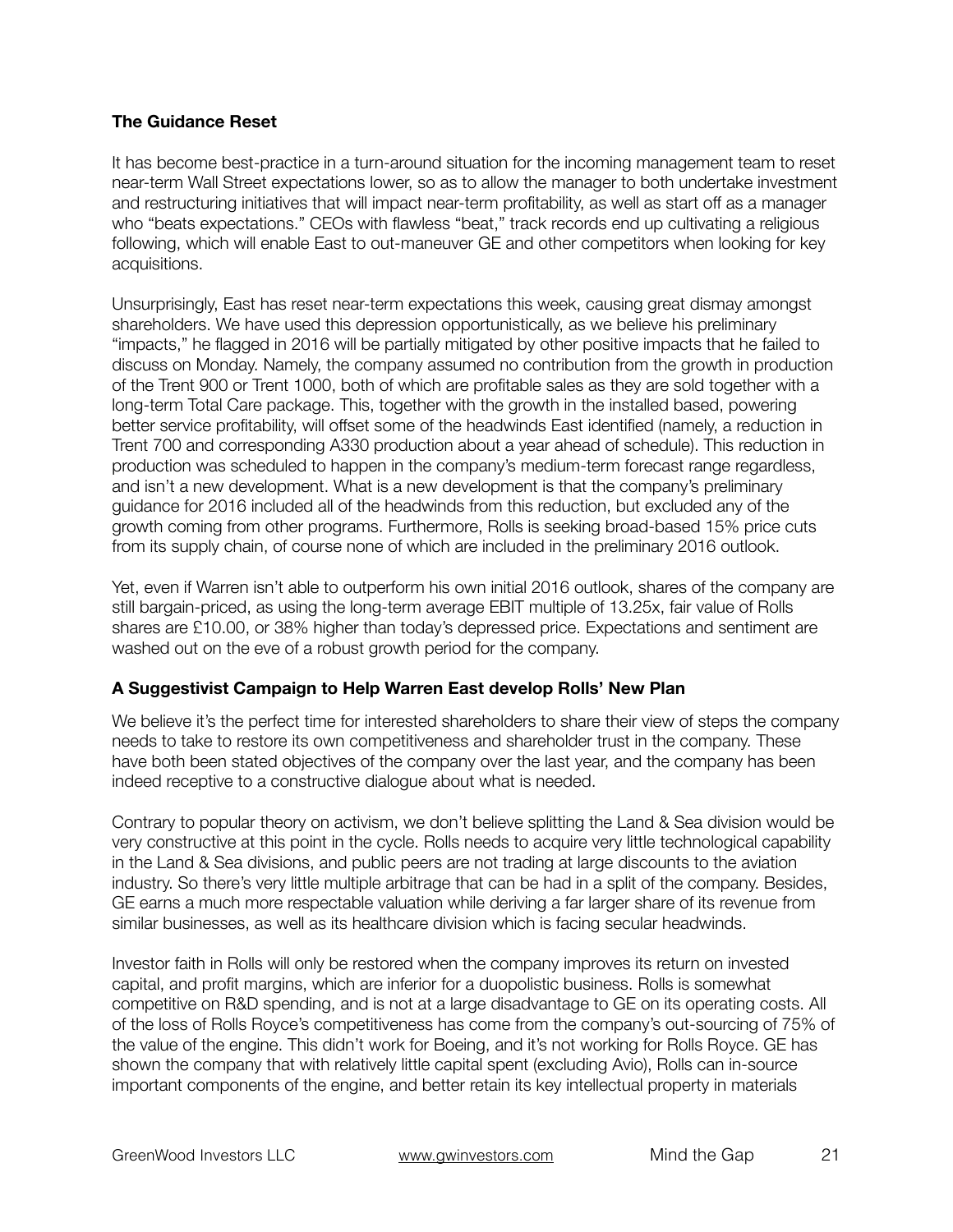**The Guidance Reset**

It has become best-practice in a turn-around situation for the incoming management team to reset near-term Wall Street expectations lower, so as to allow the manager to both undertake investment and restructuring initiatives that will impact near-term profitability, as well as start off as a manager who "beats expectations." CEOs with flawless "beat," track records end up cultivating a religious following, which will enable East to out-maneuver GE and other competitors when looking for key acquisitions.

Unsurprisingly, East has reset near-term expectations this week, causing great dismay amongst shareholders. We have used this depression opportunistically, as we believe his preliminary "impacts," he flagged in 2016 will be partially mitigated by other positive impacts that he failed to discuss on Monday. Namely, the company assumed no contribution from the growth in production of the Trent 900 or Trent 1000, both of which are profitable sales as they are sold together with a long-term Total Care package. This, together with the growth in the installed based, powering better service profitability, will offset some of the headwinds East identified (namely, a reduction in Trent 700 and corresponding A330 production about a year ahead of schedule). This reduction in production was scheduled to happen in the company's medium-term forecast range regardless, and isn't a new development. What is a new development is that the company's preliminary guidance for 2016 included all of the headwinds from this reduction, but excluded any of the growth coming from other programs. Furthermore, Rolls is seeking broad-based 15% price cuts from its supply chain, of course none of which are included in the preliminary 2016 outlook.

Yet, even if Warren isn't able to outperform his own initial 2016 outlook, shares of the company are still bargain-priced, as using the long-term average EBIT multiple of 13.25x, fair value of Rolls shares are £10.00, or 38% higher than today's depressed price. Expectations and sentiment are washed out on the eve of a robust growth period for the company.

**A Suggestivist Campaign to Help Warren East develop Rolls' New Plan**

We believe it's the perfect time for interested shareholders to share their view of steps the company needs to take to restore its own competitiveness and shareholder trust in the company. These have both been stated objectives of the company over the last year, and the company has been indeed receptive to a constructive dialogue about what is needed.

Contrary to popular theory on activism, we don't believe splitting the Land & Sea division would be very constructive at this point in the cycle. Rolls needs to acquire very little technological capability in the Land & Sea divisions, and public peers are not trading at large discounts to the aviation industry. So there's very little multiple arbitrage that can be had in a split of the company. Besides, GE earns a much more respectable valuation while deriving a far larger share of its revenue from similar businesses, as well as its healthcare division which is facing secular headwinds.

Investor faith in Rolls will only be restored when the company improves its return on invested capital, and profit margins, which are inferior for a duopolistic business. Rolls is somewhat competitive on R&D spending, and is not at a large disadvantage to GE on its operating costs. All of the loss of Rolls Royce's competitiveness has come from the company's out-sourcing of 75% of the value of the engine. This didn't work for Boeing, and it's not working for Rolls Royce. GE has shown the company that with relatively little capital spent (excluding Avio), Rolls can in-source important components of the engine, and better retain its key intellectual property in materials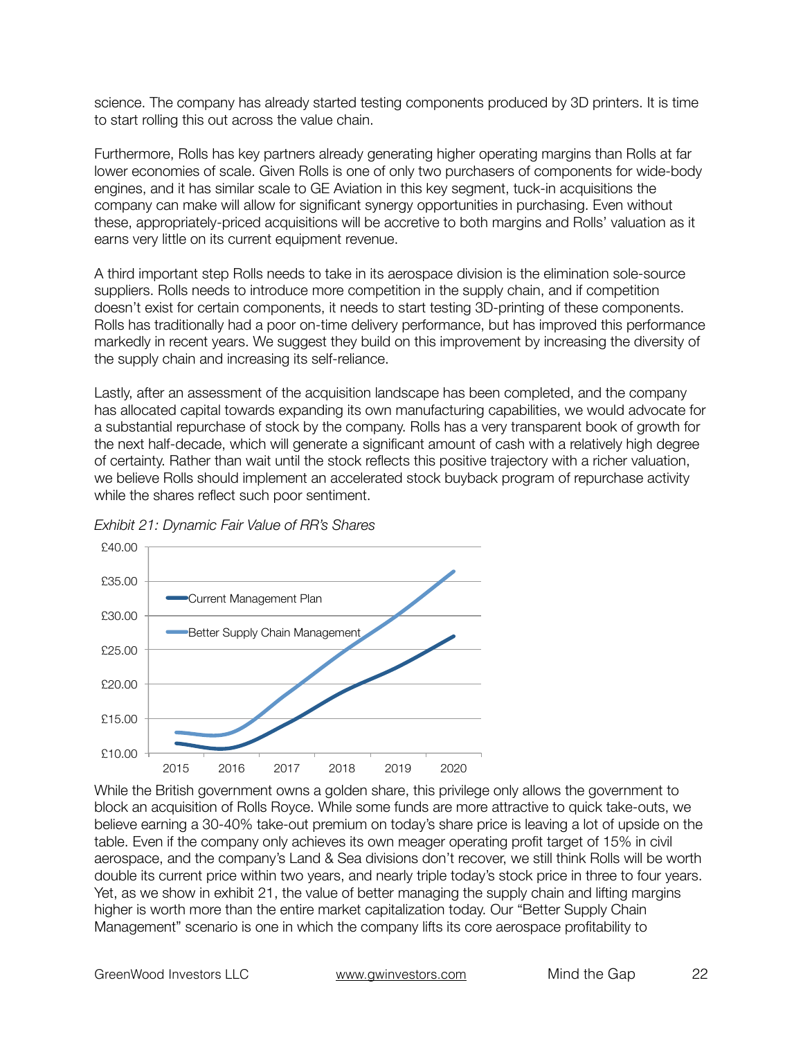science. The company has already started testing components produced by 3D printers. It is time to start rolling this out across the value chain.

Furthermore, Rolls has key partners already generating higher operating margins than Rolls at far lower economies of scale. Given Rolls is one of only two purchasers of components for wide-body engines, and it has similar scale to GE Aviation in this key segment, tuck-in acquisitions the company can make will allow for significant synergy opportunities in purchasing. Even without these, appropriately-priced acquisitions will be accretive to both margins and Rolls' valuation as it earns very little on its current equipment revenue.

A third important step Rolls needs to take in its aerospace division is the elimination sole-source suppliers. Rolls needs to introduce more competition in the supply chain, and if competition doesn't exist for certain components, it needs to start testing 3D-printing of these components. Rolls has traditionally had a poor on-time delivery performance, but has improved this performance markedly in recent years. We suggest they build on this improvement by increasing the diversity of the supply chain and increasing its self-reliance.

Lastly, after an assessment of the acquisition landscape has been completed, and the company has allocated capital towards expanding its own manufacturing capabilities, we would advocate for a substantial repurchase of stock by the company. Rolls has a very transparent book of growth for the next half-decade, which will generate a significant amount of cash with a relatively high degree of certainty. Rather than wait until the stock reflects this positive trajectory with a richer valuation, we believe Rolls should implement an accelerated stock buyback program of repurchase activity while the shares reflect such poor sentiment.

*Exhibit 21: Dynamic Fair Value of RR's Shares*

£40.00
£35.00
£30.00
£25.00
£20.00
£15.00
£10.00

2015 2016 2017 2018 2019 2020

Current Management Plan
Better Supply Chain Management

While the British government owns a golden share, this privilege only allows the government to block an acquisition of Rolls Royce. While some funds are more attractive to quick take-outs, we believe earning a 30-40% take-out premium on today's share price is leaving a lot of upside on the table. Even if the company only achieves its own meager operating profit target of 15% in civil aerospace, and the company's Land & Sea divisions don't recover, we still think Rolls will be worth double its current price within two years, and nearly triple today's stock price in three to four years. Yet, as we show in exhibit 21, the value of better managing the supply chain and lifting margins higher is worth more than the entire market capitalization today. Our "Better Supply Chain Management" scenario is one in which the company lifts its core aerospace profitability to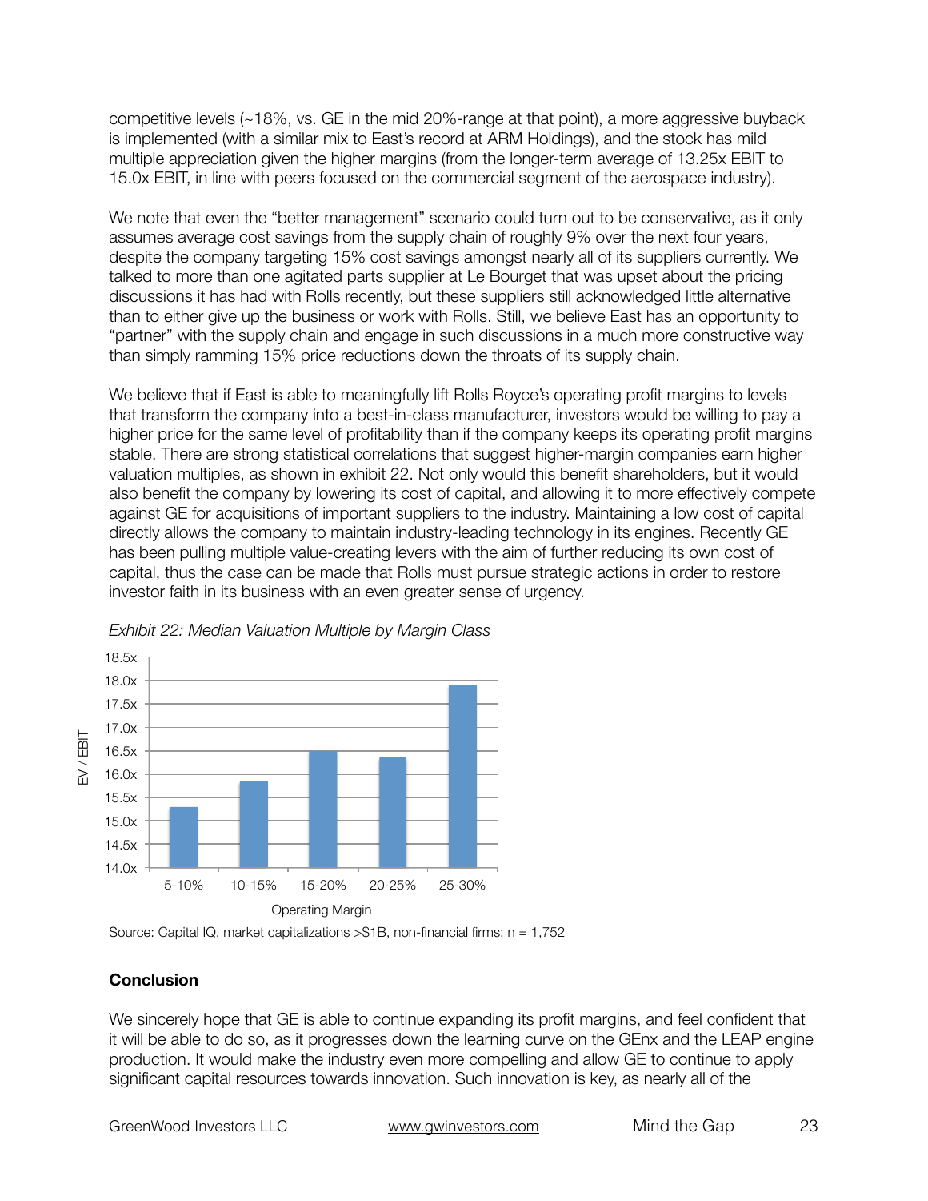competitive levels (~18%, vs. GE in the mid 20%-range at that point), a more aggressive buyback is implemented (with a similar mix to East's record at ARM Holdings), and the stock has mild multiple appreciation given the higher margins (from the longer-term average of 13.25x EBIT to 15.0x EBIT, in line with peers focused on the commercial segment of the aerospace industry).

We note that even the "better management" scenario could turn out to be conservative, as it only assumes average cost savings from the supply chain of roughly 9% over the next four years, despite the company targeting 15% cost savings amongst nearly all of its suppliers currently. We talked to more than one agitated parts supplier at Le Bourget that was upset about the pricing discussions it has had with Rolls recently, but these suppliers still acknowledged little alternative than to either give up the business or work with Rolls. Still, we believe East has an opportunity to "partner" with the supply chain and engage in such discussions in a much more constructive way than simply ramming 15% price reductions down the throats of its supply chain.

We believe that if East is able to meaningfully lift Rolls Royce's operating profit margins to levels that transform the company into a best-in-class manufacturer, investors would be willing to pay a higher price for the same level of profitability than if the company keeps its operating profit margins stable. There are strong statistical correlations that suggest higher-margin companies earn higher valuation multiples, as shown in exhibit 22. Not only would this benefit shareholders, but it would also benefit the company by lowering its cost of capital, and allowing it to more effectively compete against GE for acquisitions of important suppliers to the industry. Maintaining a low cost of capital directly allows the company to maintain industry-leading technology in its engines. Recently GE has been pulling multiple value-creating levers with the aim of further reducing its own cost of capital, thus the case can be made that Rolls must pursue strategic actions in order to restore investor faith in its business with an even greater sense of urgency.

*Exhibit 22: Median Valuation Multiple by Margin Class*

EV / EBIT

18.5x
18.0x
17.5x
17.0x
16.5x
16.0x
15.5x
15.0x
14.5x
14.0x

5-10%
10-15%
15-20%
20-25%
25-30%

Operating Margin

Source: Capital IQ, market capitalizations >$1B, non-financial firms; n = 1,752

**Conclusion**

We sincerely hope that GE is able to continue expanding its profit margins, and feel confident that it will be able to do so, as it progresses down the learning curve on the GEnx and the LEAP engine production. It would make the industry even more compelling and allow GE to continue to apply significant capital resources towards innovation. Such innovation is key, as nearly all of the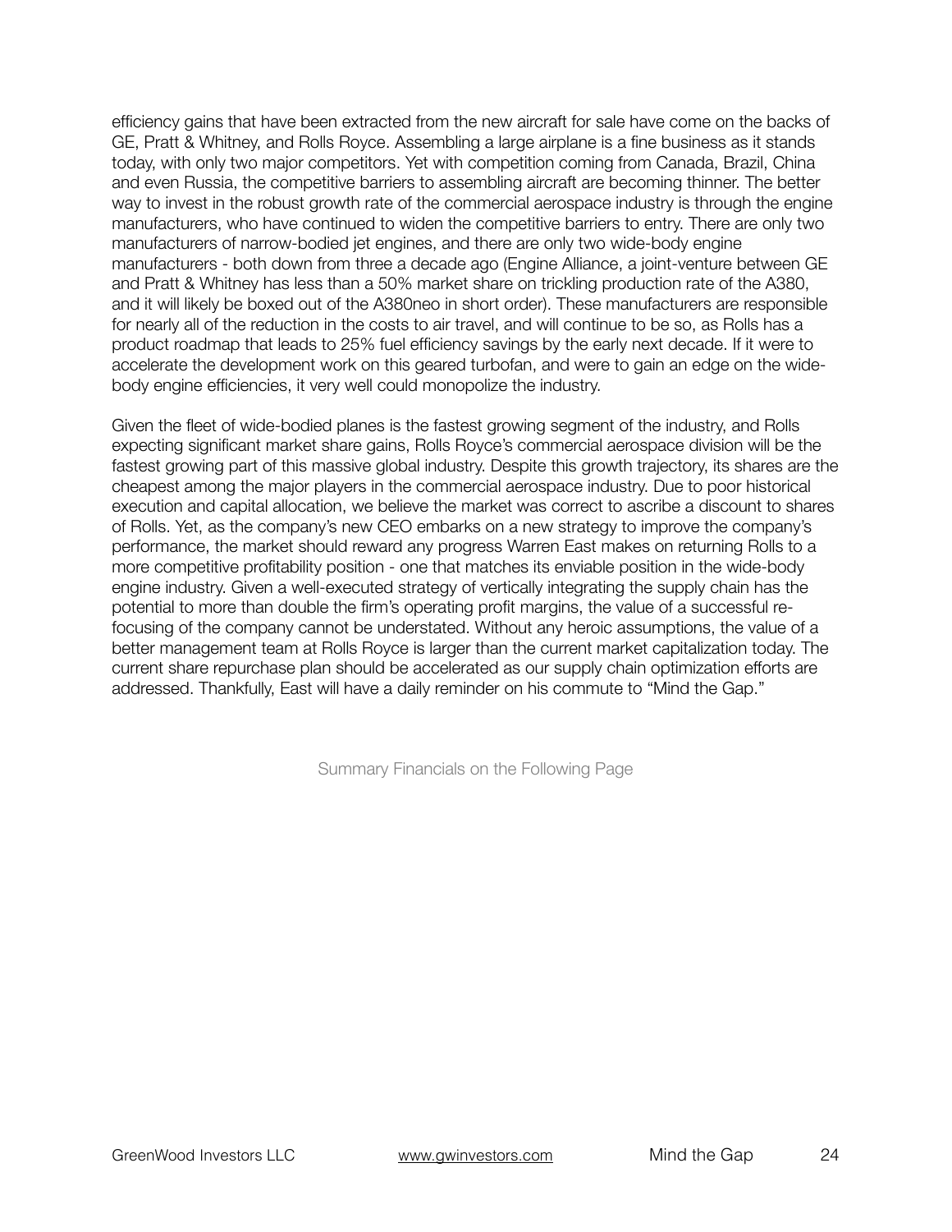efficiency gains that have been extracted from the new aircraft for sale have come on the backs of GE, Pratt & Whitney, and Rolls Royce. Assembling a large airplane is a fine business as it stands today, with only two major competitors. Yet with competition coming from Canada, Brazil, China and even Russia, the competitive barriers to assembling aircraft are becoming thinner. The better way to invest in the robust growth rate of the commercial aerospace industry is through the engine manufacturers, who have continued to widen the competitive barriers to entry. There are only two manufacturers of narrow-bodied jet engines, and there are only two wide-body engine manufacturers - both down from three a decade ago (Engine Alliance, a joint-venture between GE and Pratt & Whitney has less than a 50% market share on trickling production rate of the A380, and it will likely be boxed out of the A380neo in short order). These manufacturers are responsible for nearly all of the reduction in the costs to air travel, and will continue to be so, as Rolls has a product roadmap that leads to 25% fuel efficiency savings by the early next decade. If it were to accelerate the development work on this geared turbofan, and were to gain an edge on the wide-body engine efficiencies, it very well could monopolize the industry.

Given the fleet of wide-bodied planes is the fastest growing segment of the industry, and Rolls expecting significant market share gains, Rolls Royce's commercial aerospace division will be the fastest growing part of this massive global industry. Despite this growth trajectory, its shares are the cheapest among the major players in the commercial aerospace industry. Due to poor historical execution and capital allocation, we believe the market was correct to ascribe a discount to shares of Rolls. Yet, as the company's new CEO embarks on a new strategy to improve the company's performance, the market should reward any progress Warren East makes on returning Rolls to a more competitive profitability position - one that matches its enviable position in the wide-body engine industry. Given a well-executed strategy of vertically integrating the supply chain has the potential to more than double the firm's operating profit margins, the value of a successful re-focusing of the company cannot be understated. Without any heroic assumptions, the value of a better management team at Rolls Royce is larger than the current market capitalization today. The current share repurchase plan should be accelerated as our supply chain optimization efforts are addressed. Thankfully, East will have a daily reminder on his commute to "Mind the Gap."

Summary Financials on the Following Page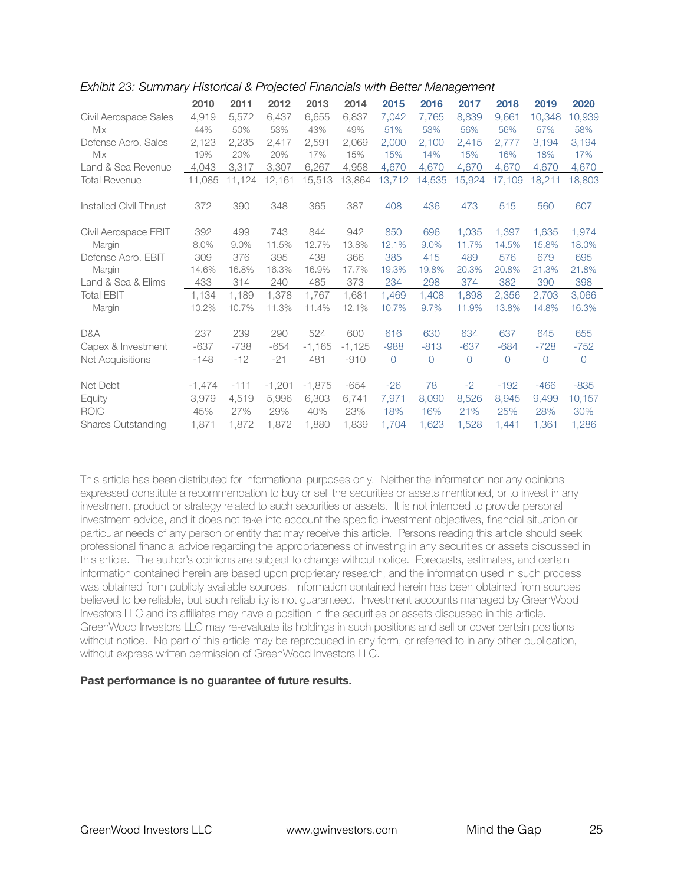*Exhibit 23: Summary Historical & Projected Financials with Better Management*

| | 2010 | 2011 | 2012 | 2013 | 2014 | 2015 | 2016 | 2017 | 2018 | 2019 | 2020 |
|---|---|---|---|---|---|---|---|---|---|---|---|
| Civil Aerospace Sales | 4,919 | 5,572 | 6,437 | 6,655 | 6,837 | 7,042 | 7,765 | 8,839 | 9,661 | 10,348 | 10,939 |
| Mix | 44% | 50% | 53% | 43% | 49% | 51% | 53% | 56% | 56% | 57% | 58% |
| Defense Aero. Sales | 2,123 | 2,235 | 2,417 | 2,591 | 2,069 | 2,000 | 2,100 | 2,415 | 2,777 | 3,194 | 3,194 |
| Mix | 19% | 20% | 20% | 17% | 15% | 15% | 14% | 15% | 16% | 18% | 17% |
| Land & Sea Revenue | 4,043 | 3,317 | 3,307 | 6,267 | 4,958 | 4,670 | 4,670 | 4,670 | 4,670 | 4,670 | 4,670 |
| Total Revenue | 11,085 | 11,124 | 12,161 | 15,513 | 13,864 | 13,712 | 14,535 | 15,924 | 17,109 | 18,211 | 18,803 |
| | | | | | | | | | | | |
| Installed Civil Thrust | 372 | 390 | 348 | 365 | 387 | 408 | 436 | 473 | 515 | 560 | 607 |
| | | | | | | | | | | | |
| Civil Aerospace EBIT | 392 | 499 | 743 | 844 | 942 | 850 | 696 | 1,035 | 1,397 | 1,635 | 1,974 |
| Margin | 8.0% | 9.0% | 11.5% | 12.7% | 13.8% | 12.1% | 9.0% | 11.7% | 14.5% | 15.8% | 18.0% |
| Defense Aero. EBIT | 309 | 376 | 395 | 438 | 366 | 385 | 415 | 489 | 576 | 679 | 695 |
| Margin | 14.6% | 16.8% | 16.3% | 16.9% | 17.7% | 19.3% | 19.8% | 20.3% | 20.8% | 21.3% | 21.8% |
| Land & Sea & Elims | 433 | 314 | 240 | 485 | 373 | 234 | 298 | 374 | 382 | 390 | 398 |
| Total EBIT | 1,134 | 1,189 | 1,378 | 1,767 | 1,681 | 1,469 | 1,408 | 1,898 | 2,356 | 2,703 | 3,066 |
| Margin | 10.2% | 10.7% | 11.3% | 11.4% | 12.1% | 10.7% | 9.7% | 11.9% | 13.8% | 14.8% | 16.3% |
| | | | | | | | | | | | |
| D&A | 237 | 239 | 290 | 524 | 600 | 616 | 630 | 634 | 637 | 645 | 655 |
| Capex & Investment | -637 | -738 | -654 | -1,165 | -1,125 | -988 | -813 | -637 | -684 | -728 | -752 |
| Net Acquisitions | -148 | -12 | -21 | 481 | -910 | 0 | 0 | 0 | 0 | 0 | 0 |
| | | | | | | | | | | | |
| Net Debt | -1,474 | -111 | -1,201 | -1,875 | -654 | -26 | 78 | -2 | -192 | -466 | -835 |
| Equity | 3,979 | 4,519 | 5,996 | 6,303 | 6,741 | 7,971 | 8,090 | 8,526 | 8,945 | 9,499 | 10,157 |
| ROIC | 45% | 27% | 29% | 40% | 23% | 18% | 16% | 21% | 25% | 28% | 30% |
| Shares Outstanding | 1,871 | 1,872 | 1,872 | 1,880 | 1,839 | 1,704 | 1,623 | 1,528 | 1,441 | 1,361 | 1,286 |

This article has been distributed for informational purposes only. Neither the information nor any opinions expressed constitute a recommendation to buy or sell the securities or assets mentioned, or to invest in any investment product or strategy related to such securities or assets. It is not intended to provide personal investment advice, and it does not take into account the specific investment objectives, financial situation or particular needs of any person or entity that may receive this article. Persons reading this article should seek professional financial advice regarding the appropriateness of investing in any securities or assets discussed in this article. The author's opinions are subject to change without notice. Forecasts, estimates, and certain information contained herein are based upon proprietary research, and the information used in such process was obtained from publicly available sources. Information contained herein has been obtained from sources believed to be reliable, but such reliability is not guaranteed. Investment accounts managed by GreenWood Investors LLC and its affiliates may have a position in the securities or assets discussed in this article. GreenWood Investors LLC may re-evaluate its holdings in such positions and sell or cover certain positions without notice. No part of this article may be reproduced in any form, or referred to in any other publication, without express written permission of GreenWood Investors LLC.

**Past performance is no guarantee of future results.**